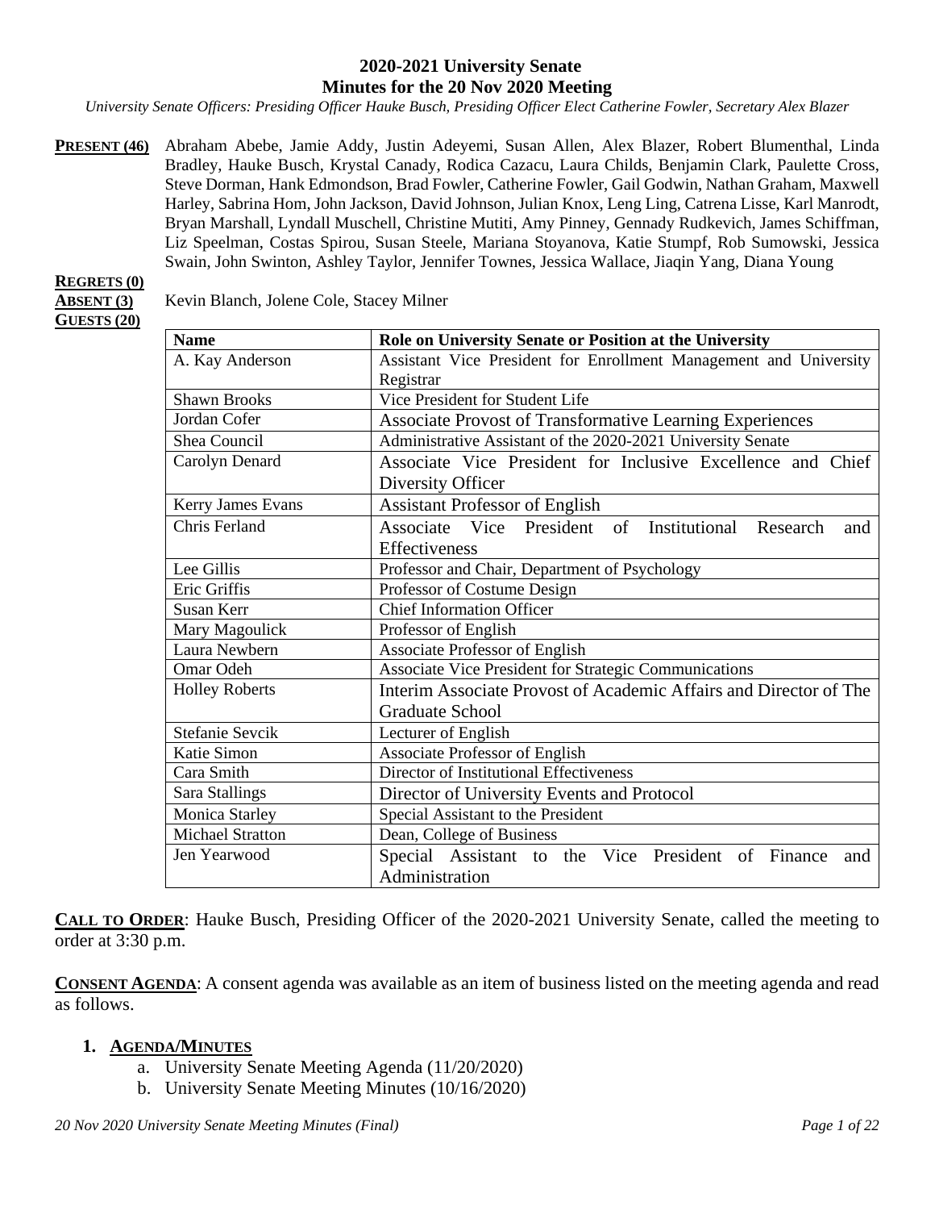# 2020-2021 University Senate
## Minutes for the 20 Nov 2020 Meeting

*University Senate Officers: Presiding Officer Hauke Busch, Presiding Officer Elect Catherine Fowler, Secretary Alex Blazer*

**PRESENT (46)** Abraham Abebe, Jamie Addy, Justin Adeyemi, Susan Allen, Alex Blazer, Robert Blumenthal, Linda Bradley, Hauke Busch, Krystal Canady, Rodica Cazacu, Laura Childs, Benjamin Clark, Paulette Cross, Steve Dorman, Hank Edmondson, Brad Fowler, Catherine Fowler, Gail Godwin, Nathan Graham, Maxwell Harley, Sabrina Hom, John Jackson, David Johnson, Julian Knox, Leng Ling, Catrena Lisse, Karl Manrodt, Bryan Marshall, Lyndall Muschell, Christine Mutiti, Amy Pinney, Gennady Rudkevich, James Schiffman, Liz Speelman, Costas Spirou, Susan Steele, Mariana Stoyanova, Katie Stumpf, Rob Sumowski, Jessica Swain, John Swinton, Ashley Taylor, Jennifer Townes, Jessica Wallace, Jiaqin Yang, Diana Young

**REGRETS (0)**

**ABSENT (3)** Kevin Blanch, Jolene Cole, Stacey Milner

**GUESTS (20)**

| Name | Role on University Senate or Position at the University |
|---|---|
| A. Kay Anderson | Assistant Vice President for Enrollment Management and University Registrar |
| Shawn Brooks | Vice President for Student Life |
| Jordan Cofer | Associate Provost of Transformative Learning Experiences |
| Shea Council | Administrative Assistant of the 2020-2021 University Senate |
| Carolyn Denard | Associate Vice President for Inclusive Excellence and Chief Diversity Officer |
| Kerry James Evans | Assistant Professor of English |
| Chris Ferland | Associate Vice President of Institutional Research and Effectiveness |
| Lee Gillis | Professor and Chair, Department of Psychology |
| Eric Griffis | Professor of Costume Design |
| Susan Kerr | Chief Information Officer |
| Mary Magoulick | Professor of English |
| Laura Newbern | Associate Professor of English |
| Omar Odeh | Associate Vice President for Strategic Communications |
| Holley Roberts | Interim Associate Provost of Academic Affairs and Director of The Graduate School |
| Stefanie Sevcik | Lecturer of English |
| Katie Simon | Associate Professor of English |
| Cara Smith | Director of Institutional Effectiveness |
| Sara Stallings | Director of University Events and Protocol |
| Monica Starley | Special Assistant to the President |
| Michael Stratton | Dean, College of Business |
| Jen Yearwood | Special Assistant to the Vice President of Finance and Administration |

**CALL TO ORDER**: Hauke Busch, Presiding Officer of the 2020-2021 University Senate, called the meeting to order at 3:30 p.m.

**CONSENT AGENDA**: A consent agenda was available as an item of business listed on the meeting agenda and read as follows.

1. **AGENDA/MINUTES**
   a. University Senate Meeting Agenda (11/20/2020)
   b. University Senate Meeting Minutes (10/16/2020)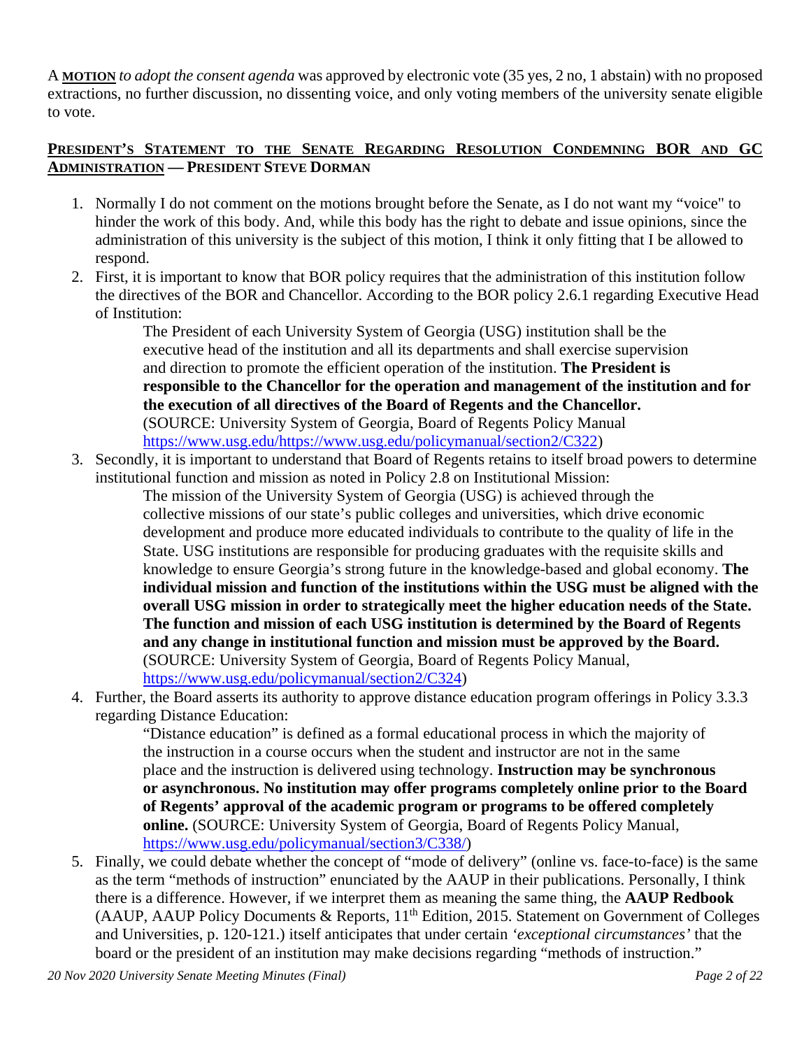A **MOTION** *to adopt the consent agenda* was approved by electronic vote (35 yes, 2 no, 1 abstain) with no proposed extractions, no further discussion, no dissenting voice, and only voting members of the university senate eligible to vote.

## PRESIDENT'S STATEMENT TO THE SENATE REGARDING RESOLUTION CONDEMNING BOR AND GC ADMINISTRATION — PRESIDENT STEVE DORMAN

1. Normally I do not comment on the motions brought before the Senate, as I do not want my "voice" to hinder the work of this body. And, while this body has the right to debate and issue opinions, since the administration of this university is the subject of this motion, I think it only fitting that I be allowed to respond.
2. First, it is important to know that BOR policy requires that the administration of this institution follow the directives of the BOR and Chancellor. According to the BOR policy 2.6.1 regarding Executive Head of Institution:

   > The President of each University System of Georgia (USG) institution shall be the executive head of the institution and all its departments and shall exercise supervision and direction to promote the efficient operation of the institution. **The President is responsible to the Chancellor for the operation and management of the institution and for the execution of all directives of the Board of Regents and the Chancellor.** (SOURCE: University System of Georgia, Board of Regents Policy Manual https://www.usg.edu/https://www.usg.edu/policymanual/section2/C322)

3. Secondly, it is important to understand that Board of Regents retains to itself broad powers to determine institutional function and mission as noted in Policy 2.8 on Institutional Mission:

   > The mission of the University System of Georgia (USG) is achieved through the collective missions of our state's public colleges and universities, which drive economic development and produce more educated individuals to contribute to the quality of life in the State. USG institutions are responsible for producing graduates with the requisite skills and knowledge to ensure Georgia's strong future in the knowledge-based and global economy. **The individual mission and function of the institutions within the USG must be aligned with the overall USG mission in order to strategically meet the higher education needs of the State. The function and mission of each USG institution is determined by the Board of Regents and any change in institutional function and mission must be approved by the Board.** (SOURCE: University System of Georgia, Board of Regents Policy Manual, https://www.usg.edu/policymanual/section2/C324)

4. Further, the Board asserts its authority to approve distance education program offerings in Policy 3.3.3 regarding Distance Education:

   > "Distance education" is defined as a formal educational process in which the majority of the instruction in a course occurs when the student and instructor are not in the same place and the instruction is delivered using technology. **Instruction may be synchronous or asynchronous. No institution may offer programs completely online prior to the Board of Regents' approval of the academic program or programs to be offered completely online.** (SOURCE: University System of Georgia, Board of Regents Policy Manual, https://www.usg.edu/policymanual/section3/C338/)

5. Finally, we could debate whether the concept of "mode of delivery" (online vs. face-to-face) is the same as the term "methods of instruction" enunciated by the AAUP in their publications. Personally, I think there is a difference. However, if we interpret them as meaning the same thing, the **AAUP Redbook** (AAUP, AAUP Policy Documents & Reports, 11th Edition, 2015. Statement on Government of Colleges and Universities, p. 120-121.) itself anticipates that under certain *'exceptional circumstances'* that the board or the president of an institution may make decisions regarding "methods of instruction."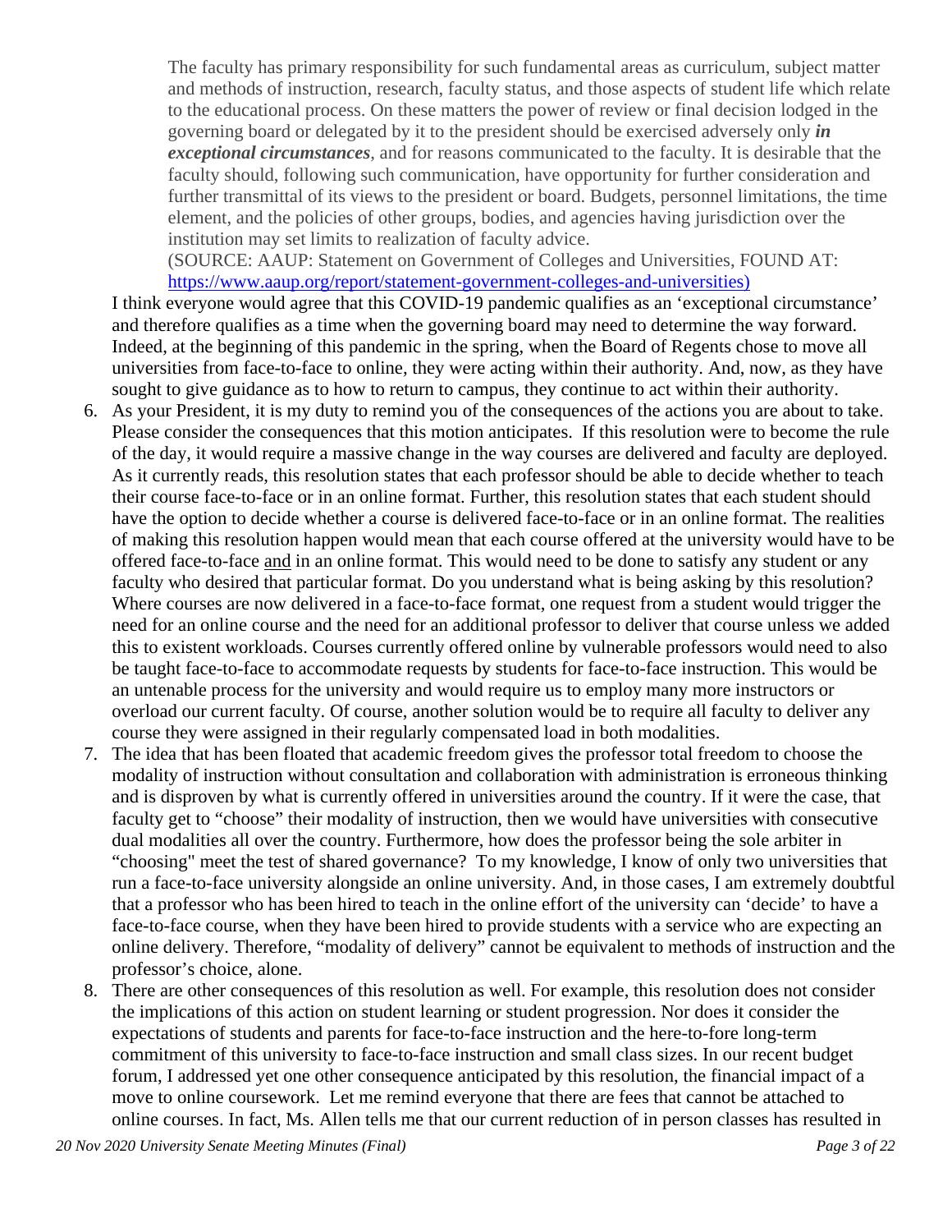> The faculty has primary responsibility for such fundamental areas as curriculum, subject matter and methods of instruction, research, faculty status, and those aspects of student life which relate to the educational process. On these matters the power of review or final decision lodged in the governing board or delegated by it to the president should be exercised adversely only ***in exceptional circumstances***, and for reasons communicated to the faculty. It is desirable that the faculty should, following such communication, have opportunity for further consideration and further transmittal of its views to the president or board. Budgets, personnel limitations, the time element, and the policies of other groups, bodies, and agencies having jurisdiction over the institution may set limits to realization of faculty advice.
> (SOURCE: AAUP: Statement on Government of Colleges and Universities, FOUND AT: https://www.aaup.org/report/statement-government-colleges-and-universities)

I think everyone would agree that this COVID-19 pandemic qualifies as an 'exceptional circumstance' and therefore qualifies as a time when the governing board may need to determine the way forward. Indeed, at the beginning of this pandemic in the spring, when the Board of Regents chose to move all universities from face-to-face to online, they were acting within their authority. And, now, as they have sought to give guidance as to how to return to campus, they continue to act within their authority.

6. As your President, it is my duty to remind you of the consequences of the actions you are about to take. Please consider the consequences that this motion anticipates. If this resolution were to become the rule of the day, it would require a massive change in the way courses are delivered and faculty are deployed. As it currently reads, this resolution states that each professor should be able to decide whether to teach their course face-to-face or in an online format. Further, this resolution states that each student should have the option to decide whether a course is delivered face-to-face or in an online format. The realities of making this resolution happen would mean that each course offered at the university would have to be offered face-to-face <u>and</u> in an online format. This would need to be done to satisfy any student or any faculty who desired that particular format. Do you understand what is being asking by this resolution? Where courses are now delivered in a face-to-face format, one request from a student would trigger the need for an online course and the need for an additional professor to deliver that course unless we added this to existent workloads. Courses currently offered online by vulnerable professors would need to also be taught face-to-face to accommodate requests by students for face-to-face instruction. This would be an untenable process for the university and would require us to employ many more instructors or overload our current faculty. Of course, another solution would be to require all faculty to deliver any course they were assigned in their regularly compensated load in both modalities.
7. The idea that has been floated that academic freedom gives the professor total freedom to choose the modality of instruction without consultation and collaboration with administration is erroneous thinking and is disproven by what is currently offered in universities around the country. If it were the case, that faculty get to "choose" their modality of instruction, then we would have universities with consecutive dual modalities all over the country. Furthermore, how does the professor being the sole arbiter in "choosing" meet the test of shared governance? To my knowledge, I know of only two universities that run a face-to-face university alongside an online university. And, in those cases, I am extremely doubtful that a professor who has been hired to teach in the online effort of the university can 'decide' to have a face-to-face course, when they have been hired to provide students with a service who are expecting an online delivery. Therefore, "modality of delivery" cannot be equivalent to methods of instruction and the professor's choice, alone.
8. There are other consequences of this resolution as well. For example, this resolution does not consider the implications of this action on student learning or student progression. Nor does it consider the expectations of students and parents for face-to-face instruction and the here-to-fore long-term commitment of this university to face-to-face instruction and small class sizes. In our recent budget forum, I addressed yet one other consequence anticipated by this resolution, the financial impact of a move to online coursework. Let me remind everyone that there are fees that cannot be attached to online courses. In fact, Ms. Allen tells me that our current reduction of in person classes has resulted in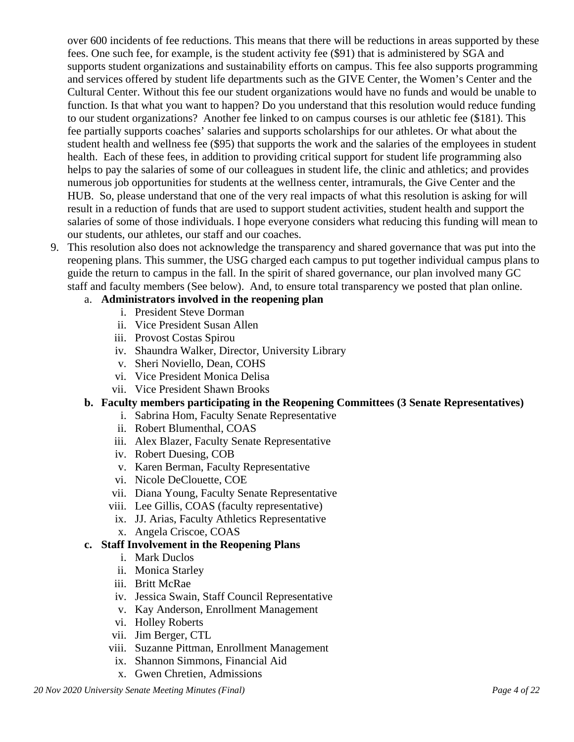over 600 incidents of fee reductions. This means that there will be reductions in areas supported by these fees. One such fee, for example, is the student activity fee ($91) that is administered by SGA and supports student organizations and sustainability efforts on campus. This fee also supports programming and services offered by student life departments such as the GIVE Center, the Women's Center and the Cultural Center. Without this fee our student organizations would have no funds and would be unable to function. Is that what you want to happen? Do you understand that this resolution would reduce funding to our student organizations? Another fee linked to on campus courses is our athletic fee ($181). This fee partially supports coaches' salaries and supports scholarships for our athletes. Or what about the student health and wellness fee ($95) that supports the work and the salaries of the employees in student health. Each of these fees, in addition to providing critical support for student life programming also helps to pay the salaries of some of our colleagues in student life, the clinic and athletics; and provides numerous job opportunities for students at the wellness center, intramurals, the Give Center and the HUB. So, please understand that one of the very real impacts of what this resolution is asking for will result in a reduction of funds that are used to support student activities, student health and support the salaries of some of those individuals. I hope everyone considers what reducing this funding will mean to our students, our athletes, our staff and our coaches.

9. This resolution also does not acknowledge the transparency and shared governance that was put into the reopening plans. This summer, the USG charged each campus to put together individual campus plans to guide the return to campus in the fall. In the spirit of shared governance, our plan involved many GC staff and faculty members (See below). And, to ensure total transparency we posted that plan online.
    a. **Administrators involved in the reopening plan**
        i. President Steve Dorman
        ii. Vice President Susan Allen
        iii. Provost Costas Spirou
        iv. Shaundra Walker, Director, University Library
        v. Sheri Noviello, Dean, COHS
        vi. Vice President Monica Delisa
        vii. Vice President Shawn Brooks
    b. **Faculty members participating in the Reopening Committees (3 Senate Representatives)**
        i. Sabrina Hom, Faculty Senate Representative
        ii. Robert Blumenthal, COAS
        iii. Alex Blazer, Faculty Senate Representative
        iv. Robert Duesing, COB
        v. Karen Berman, Faculty Representative
        vi. Nicole DeClouette, COE
        vii. Diana Young, Faculty Senate Representative
        viii. Lee Gillis, COAS (faculty representative)
        ix. JJ. Arias, Faculty Athletics Representative
        x. Angela Criscoe, COAS
    c. **Staff Involvement in the Reopening Plans**
        i. Mark Duclos
        ii. Monica Starley
        iii. Britt McRae
        iv. Jessica Swain, Staff Council Representative
        v. Kay Anderson, Enrollment Management
        vi. Holley Roberts
        vii. Jim Berger, CTL
        viii. Suzanne Pittman, Enrollment Management
        ix. Shannon Simmons, Financial Aid
        x. Gwen Chretien, Admissions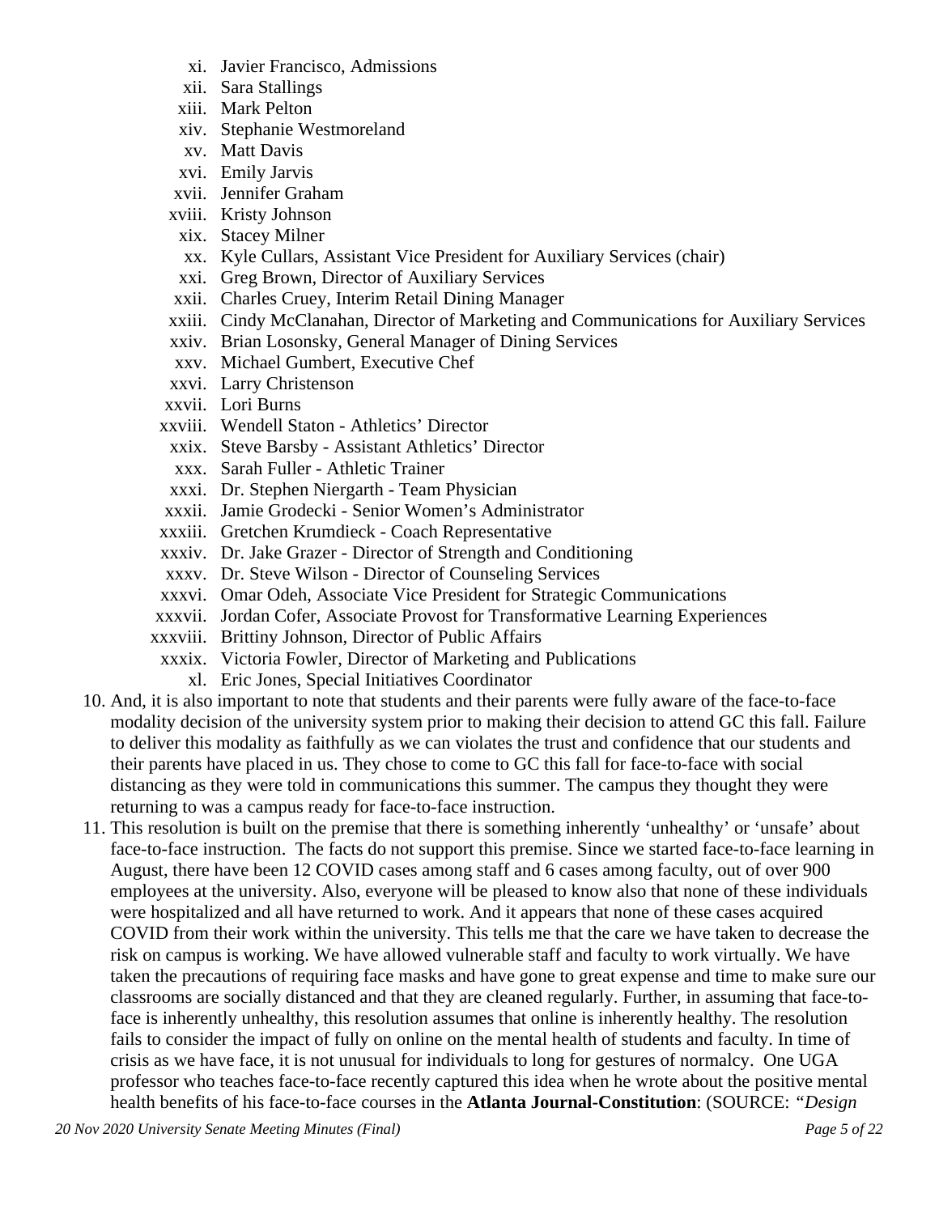xi. Javier Francisco, Admissions
  xii. Sara Stallings
  xiii. Mark Pelton
  xiv. Stephanie Westmoreland
  xv. Matt Davis
  xvi. Emily Jarvis
  xvii. Jennifer Graham
  xviii. Kristy Johnson
  xix. Stacey Milner
  xx. Kyle Cullars, Assistant Vice President for Auxiliary Services (chair)
  xxi. Greg Brown, Director of Auxiliary Services
  xxii. Charles Cruey, Interim Retail Dining Manager
  xxiii. Cindy McClanahan, Director of Marketing and Communications for Auxiliary Services
  xxiv. Brian Losonsky, General Manager of Dining Services
  xxv. Michael Gumbert, Executive Chef
  xxvi. Larry Christenson
  xxvii. Lori Burns
  xxviii. Wendell Staton - Athletics' Director
  xxix. Steve Barsby - Assistant Athletics' Director
  xxx. Sarah Fuller - Athletic Trainer
  xxxi. Dr. Stephen Niergarth - Team Physician
  xxxii. Jamie Grodecki - Senior Women's Administrator
  xxxiii. Gretchen Krumdieck - Coach Representative
  xxxiv. Dr. Jake Grazer - Director of Strength and Conditioning
  xxxv. Dr. Steve Wilson - Director of Counseling Services
  xxxvi. Omar Odeh, Associate Vice President for Strategic Communications
  xxxvii. Jordan Cofer, Associate Provost for Transformative Learning Experiences
  xxxviii. Brittiny Johnson, Director of Public Affairs
  xxxix. Victoria Fowler, Director of Marketing and Publications
  xl. Eric Jones, Special Initiatives Coordinator

10. And, it is also important to note that students and their parents were fully aware of the face-to-face modality decision of the university system prior to making their decision to attend GC this fall. Failure to deliver this modality as faithfully as we can violates the trust and confidence that our students and their parents have placed in us. They chose to come to GC this fall for face-to-face with social distancing as they were told in communications this summer. The campus they thought they were returning to was a campus ready for face-to-face instruction.
11. This resolution is built on the premise that there is something inherently 'unhealthy' or 'unsafe' about face-to-face instruction. The facts do not support this premise. Since we started face-to-face learning in August, there have been 12 COVID cases among staff and 6 cases among faculty, out of over 900 employees at the university. Also, everyone will be pleased to know also that none of these individuals were hospitalized and all have returned to work. And it appears that none of these cases acquired COVID from their work within the university. This tells me that the care we have taken to decrease the risk on campus is working. We have allowed vulnerable staff and faculty to work virtually. We have taken the precautions of requiring face masks and have gone to great expense and time to make sure our classrooms are socially distanced and that they are cleaned regularly. Further, in assuming that face-to-face is inherently unhealthy, this resolution assumes that online is inherently healthy. The resolution fails to consider the impact of fully on online on the mental health of students and faculty. In time of crisis as we have face, it is not unusual for individuals to long for gestures of normalcy. One UGA professor who teaches face-to-face recently captured this idea when he wrote about the positive mental health benefits of his face-to-face courses in the **Atlanta Journal-Constitution**: (SOURCE: *"Design*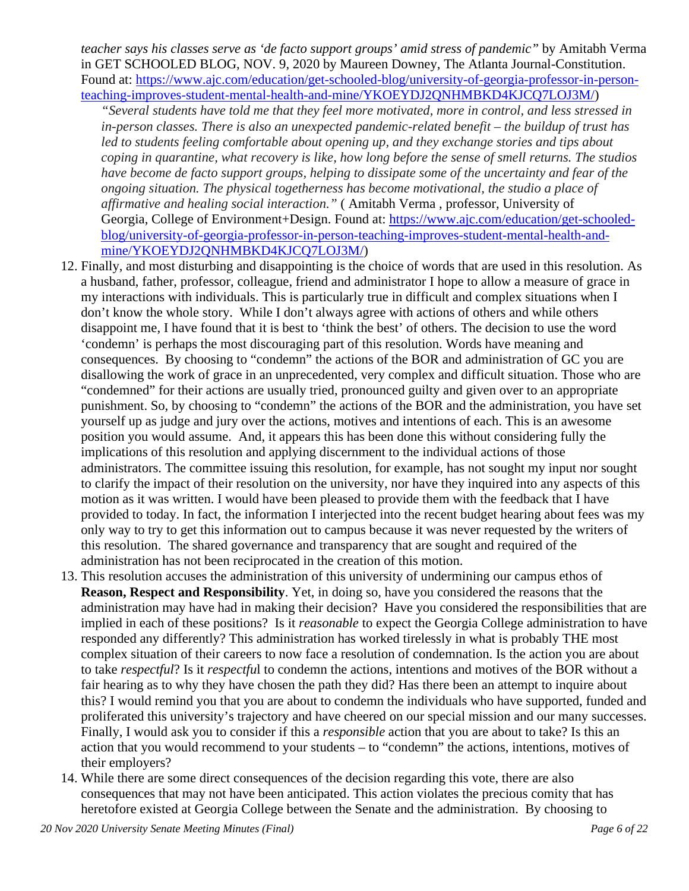*teacher says his classes serve as 'de facto support groups' amid stress of pandemic"* by Amitabh Verma in GET SCHOOLED BLOG, NOV. 9, 2020 by Maureen Downey, The Atlanta Journal-Constitution. Found at: https://www.ajc.com/education/get-schooled-blog/university-of-georgia-professor-in-person-teaching-improves-student-mental-health-and-mine/YKOEYDJ2QNHMBKD4KJCQ7LOJ3M/)

> *"Several students have told me that they feel more motivated, more in control, and less stressed in in-person classes. There is also an unexpected pandemic-related benefit – the buildup of trust has led to students feeling comfortable about opening up, and they exchange stories and tips about coping in quarantine, what recovery is like, how long before the sense of smell returns. The studios have become de facto support groups, helping to dissipate some of the uncertainty and fear of the ongoing situation. The physical togetherness has become motivational, the studio a place of affirmative and healing social interaction."* ( Amitabh Verma , professor, University of Georgia, College of Environment+Design. Found at: https://www.ajc.com/education/get-schooled-blog/university-of-georgia-professor-in-person-teaching-improves-student-mental-health-and-mine/YKOEYDJ2QNHMBKD4KJCQ7LOJ3M/)

12. Finally, and most disturbing and disappointing is the choice of words that are used in this resolution. As a husband, father, professor, colleague, friend and administrator I hope to allow a measure of grace in my interactions with individuals. This is particularly true in difficult and complex situations when I don't know the whole story. While I don't always agree with actions of others and while others disappoint me, I have found that it is best to 'think the best' of others. The decision to use the word 'condemn' is perhaps the most discouraging part of this resolution. Words have meaning and consequences. By choosing to "condemn" the actions of the BOR and administration of GC you are disallowing the work of grace in an unprecedented, very complex and difficult situation. Those who are "condemned" for their actions are usually tried, pronounced guilty and given over to an appropriate punishment. So, by choosing to "condemn" the actions of the BOR and the administration, you have set yourself up as judge and jury over the actions, motives and intentions of each. This is an awesome position you would assume. And, it appears this has been done this without considering fully the implications of this resolution and applying discernment to the individual actions of those administrators. The committee issuing this resolution, for example, has not sought my input nor sought to clarify the impact of their resolution on the university, nor have they inquired into any aspects of this motion as it was written. I would have been pleased to provide them with the feedback that I have provided to today. In fact, the information I interjected into the recent budget hearing about fees was my only way to try to get this information out to campus because it was never requested by the writers of this resolution. The shared governance and transparency that are sought and required of the administration has not been reciprocated in the creation of this motion.
13. This resolution accuses the administration of this university of undermining our campus ethos of **Reason, Respect and Responsibility**. Yet, in doing so, have you considered the reasons that the administration may have had in making their decision? Have you considered the responsibilities that are implied in each of these positions? Is it *reasonable* to expect the Georgia College administration to have responded any differently? This administration has worked tirelessly in what is probably THE most complex situation of their careers to now face a resolution of condemnation. Is the action you are about to take *respectful*? Is it *respectful* to condemn the actions, intentions and motives of the BOR without a fair hearing as to why they have chosen the path they did? Has there been an attempt to inquire about this? I would remind you that you are about to condemn the individuals who have supported, funded and proliferated this university's trajectory and have cheered on our special mission and our many successes. Finally, I would ask you to consider if this a *responsible* action that you are about to take? Is this an action that you would recommend to your students – to "condemn" the actions, intentions, motives of their employers?
14. While there are some direct consequences of the decision regarding this vote, there are also consequences that may not have been anticipated. This action violates the precious comity that has heretofore existed at Georgia College between the Senate and the administration. By choosing to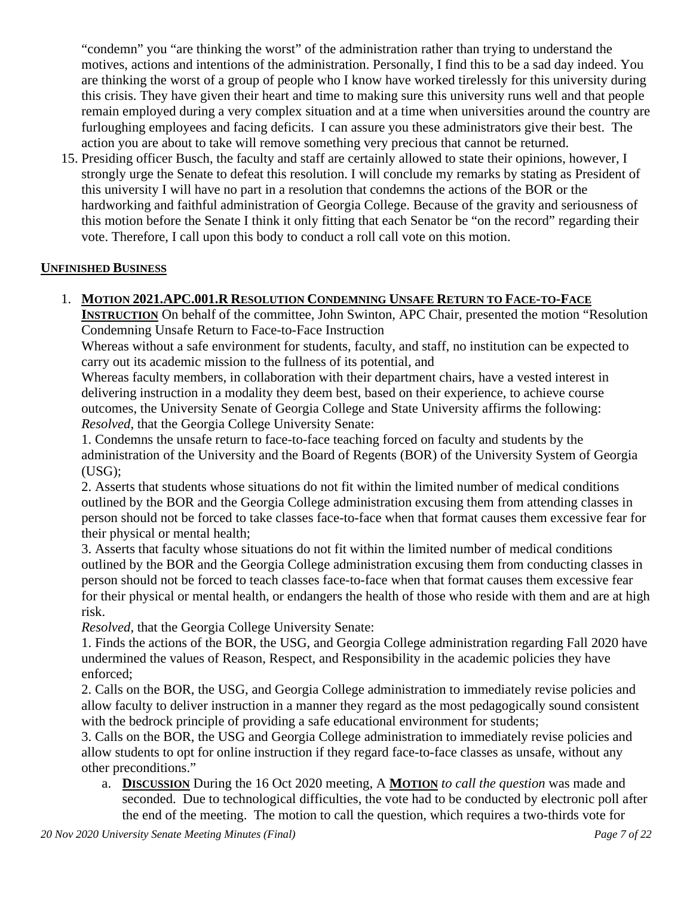"condemn" you "are thinking the worst" of the administration rather than trying to understand the motives, actions and intentions of the administration. Personally, I find this to be a sad day indeed. You are thinking the worst of a group of people who I know have worked tirelessly for this university during this crisis. They have given their heart and time to making sure this university runs well and that people remain employed during a very complex situation and at a time when universities around the country are furloughing employees and facing deficits. I can assure you these administrators give their best. The action you are about to take will remove something very precious that cannot be returned.

15. Presiding officer Busch, the faculty and staff are certainly allowed to state their opinions, however, I strongly urge the Senate to defeat this resolution. I will conclude my remarks by stating as President of this university I will have no part in a resolution that condemns the actions of the BOR or the hardworking and faithful administration of Georgia College. Because of the gravity and seriousness of this motion before the Senate I think it only fitting that each Senator be "on the record" regarding their vote. Therefore, I call upon this body to conduct a roll call vote on this motion.

**UNFINISHED BUSINESS**

1. **MOTION 2021.APC.001.R RESOLUTION CONDEMNING UNSAFE RETURN TO FACE-TO-FACE INSTRUCTION** On behalf of the committee, John Swinton, APC Chair, presented the motion "Resolution Condemning Unsafe Return to Face-to-Face Instruction

   Whereas without a safe environment for students, faculty, and staff, no institution can be expected to carry out its academic mission to the fullness of its potential, and

   Whereas faculty members, in collaboration with their department chairs, have a vested interest in delivering instruction in a modality they deem best, based on their experience, to achieve course outcomes, the University Senate of Georgia College and State University affirms the following:

   *Resolved*, that the Georgia College University Senate:

   1. Condemns the unsafe return to face-to-face teaching forced on faculty and students by the administration of the University and the Board of Regents (BOR) of the University System of Georgia (USG);

   2. Asserts that students whose situations do not fit within the limited number of medical conditions outlined by the BOR and the Georgia College administration excusing them from attending classes in person should not be forced to take classes face-to-face when that format causes them excessive fear for their physical or mental health;

   3. Asserts that faculty whose situations do not fit within the limited number of medical conditions outlined by the BOR and the Georgia College administration excusing them from conducting classes in person should not be forced to teach classes face-to-face when that format causes them excessive fear for their physical or mental health, or endangers the health of those who reside with them and are at high risk.

   *Resolved*, that the Georgia College University Senate:

   1. Finds the actions of the BOR, the USG, and Georgia College administration regarding Fall 2020 have undermined the values of Reason, Respect, and Responsibility in the academic policies they have enforced;

   2. Calls on the BOR, the USG, and Georgia College administration to immediately revise policies and allow faculty to deliver instruction in a manner they regard as the most pedagogically sound consistent with the bedrock principle of providing a safe educational environment for students;

   3. Calls on the BOR, the USG and Georgia College administration to immediately revise policies and allow students to opt for online instruction if they regard face-to-face classes as unsafe, without any other preconditions."

   a. **DISCUSSION** During the 16 Oct 2020 meeting, A **MOTION** *to call the question* was made and seconded. Due to technological difficulties, the vote had to be conducted by electronic poll after the end of the meeting. The motion to call the question, which requires a two-thirds vote for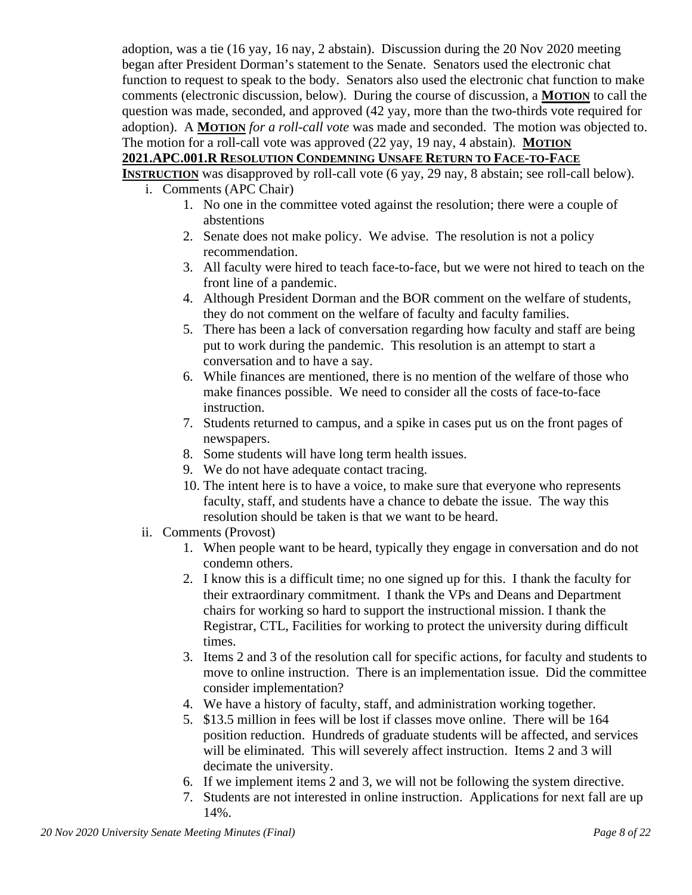adoption, was a tie (16 yay, 16 nay, 2 abstain). Discussion during the 20 Nov 2020 meeting began after President Dorman's statement to the Senate. Senators used the electronic chat function to request to speak to the body. Senators also used the electronic chat function to make comments (electronic discussion, below). During the course of discussion, a **MOTION** to call the question was made, seconded, and approved (42 yay, more than the two-thirds vote required for adoption). A **MOTION** *for a roll-call vote* was made and seconded. The motion was objected to. The motion for a roll-call vote was approved (22 yay, 19 nay, 4 abstain). **MOTION 2021.APC.001.R RESOLUTION CONDEMNING UNSAFE RETURN TO FACE-TO-FACE INSTRUCTION** was disapproved by roll-call vote (6 yay, 29 nay, 8 abstain; see roll-call below).

i. Comments (APC Chair)
   1. No one in the committee voted against the resolution; there were a couple of abstentions
   2. Senate does not make policy. We advise. The resolution is not a policy recommendation.
   3. All faculty were hired to teach face-to-face, but we were not hired to teach on the front line of a pandemic.
   4. Although President Dorman and the BOR comment on the welfare of students, they do not comment on the welfare of faculty and faculty families.
   5. There has been a lack of conversation regarding how faculty and staff are being put to work during the pandemic. This resolution is an attempt to start a conversation and to have a say.
   6. While finances are mentioned, there is no mention of the welfare of those who make finances possible. We need to consider all the costs of face-to-face instruction.
   7. Students returned to campus, and a spike in cases put us on the front pages of newspapers.
   8. Some students will have long term health issues.
   9. We do not have adequate contact tracing.
   10. The intent here is to have a voice, to make sure that everyone who represents faculty, staff, and students have a chance to debate the issue. The way this resolution should be taken is that we want to be heard.

ii. Comments (Provost)
   1. When people want to be heard, typically they engage in conversation and do not condemn others.
   2. I know this is a difficult time; no one signed up for this. I thank the faculty for their extraordinary commitment. I thank the VPs and Deans and Department chairs for working so hard to support the instructional mission. I thank the Registrar, CTL, Facilities for working to protect the university during difficult times.
   3. Items 2 and 3 of the resolution call for specific actions, for faculty and students to move to online instruction. There is an implementation issue. Did the committee consider implementation?
   4. We have a history of faculty, staff, and administration working together.
   5. $13.5 million in fees will be lost if classes move online. There will be 164 position reduction. Hundreds of graduate students will be affected, and services will be eliminated. This will severely affect instruction. Items 2 and 3 will decimate the university.
   6. If we implement items 2 and 3, we will not be following the system directive.
   7. Students are not interested in online instruction. Applications for next fall are up 14%.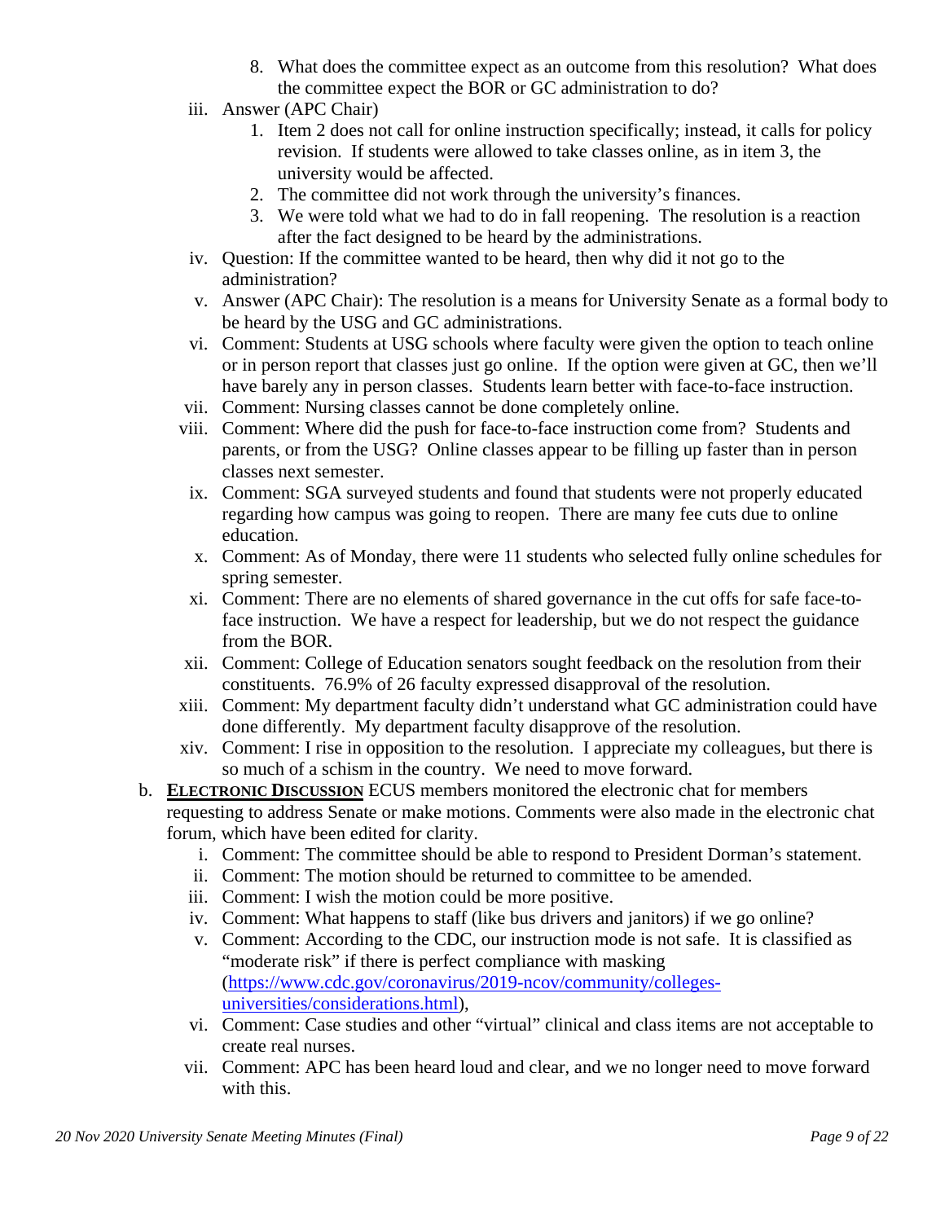8. What does the committee expect as an outcome from this resolution? What does the committee expect the BOR or GC administration to do?

iii. Answer (APC Chair)
    1. Item 2 does not call for online instruction specifically; instead, it calls for policy revision. If students were allowed to take classes online, as in item 3, the university would be affected.
    2. The committee did not work through the university's finances.
    3. We were told what we had to do in fall reopening. The resolution is a reaction after the fact designed to be heard by the administrations.

iv. Question: If the committee wanted to be heard, then why did it not go to the administration?

v. Answer (APC Chair): The resolution is a means for University Senate as a formal body to be heard by the USG and GC administrations.

vi. Comment: Students at USG schools where faculty were given the option to teach online or in person report that classes just go online. If the option were given at GC, then we'll have barely any in person classes. Students learn better with face-to-face instruction.

vii. Comment: Nursing classes cannot be done completely online.

viii. Comment: Where did the push for face-to-face instruction come from? Students and parents, or from the USG? Online classes appear to be filling up faster than in person classes next semester.

ix. Comment: SGA surveyed students and found that students were not properly educated regarding how campus was going to reopen. There are many fee cuts due to online education.

x. Comment: As of Monday, there were 11 students who selected fully online schedules for spring semester.

xi. Comment: There are no elements of shared governance in the cut offs for safe face-to-face instruction. We have a respect for leadership, but we do not respect the guidance from the BOR.

xii. Comment: College of Education senators sought feedback on the resolution from their constituents. 76.9% of 26 faculty expressed disapproval of the resolution.

xiii. Comment: My department faculty didn't understand what GC administration could have done differently. My department faculty disapprove of the resolution.

xiv. Comment: I rise in opposition to the resolution. I appreciate my colleagues, but there is so much of a schism in the country. We need to move forward.

b. **ELECTRONIC DISCUSSION** ECUS members monitored the electronic chat for members requesting to address Senate or make motions. Comments were also made in the electronic chat forum, which have been edited for clarity.

   i. Comment: The committee should be able to respond to President Dorman's statement.
   ii. Comment: The motion should be returned to committee to be amended.
   iii. Comment: I wish the motion could be more positive.
   iv. Comment: What happens to staff (like bus drivers and janitors) if we go online?
   v. Comment: According to the CDC, our instruction mode is not safe. It is classified as "moderate risk" if there is perfect compliance with masking ([https://www.cdc.gov/coronavirus/2019-ncov/community/colleges-universities/considerations.html](https://www.cdc.gov/coronavirus/2019-ncov/community/colleges-universities/considerations.html)),
   vi. Comment: Case studies and other "virtual" clinical and class items are not acceptable to create real nurses.
   vii. Comment: APC has been heard loud and clear, and we no longer need to move forward with this.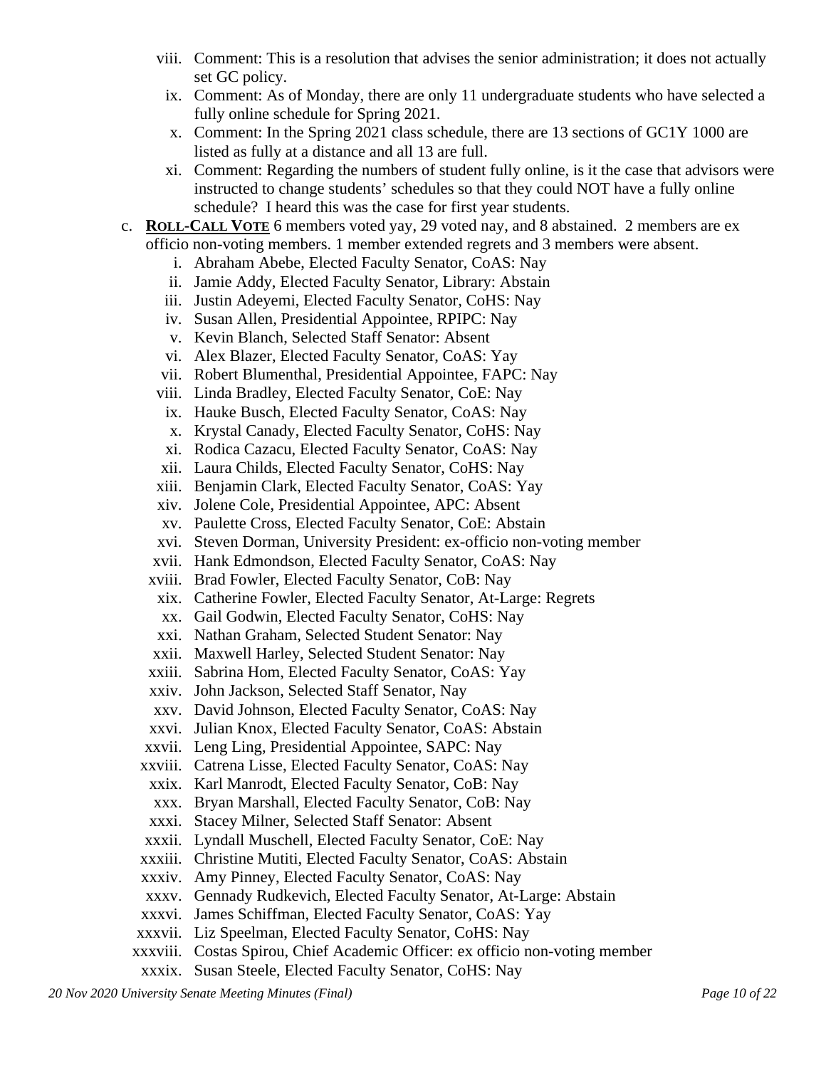viii. Comment: This is a resolution that advises the senior administration; it does not actually set GC policy.

ix. Comment: As of Monday, there are only 11 undergraduate students who have selected a fully online schedule for Spring 2021.

x. Comment: In the Spring 2021 class schedule, there are 13 sections of GC1Y 1000 are listed as fully at a distance and all 13 are full.

xi. Comment: Regarding the numbers of student fully online, is it the case that advisors were instructed to change students' schedules so that they could NOT have a fully online schedule? I heard this was the case for first year students.

c. **ROLL-CALL VOTE** 6 members voted yay, 29 voted nay, and 8 abstained. 2 members are ex officio non-voting members. 1 member extended regrets and 3 members were absent.

i. Abraham Abebe, Elected Faculty Senator, CoAS: Nay
ii. Jamie Addy, Elected Faculty Senator, Library: Abstain
iii. Justin Adeyemi, Elected Faculty Senator, CoHS: Nay
iv. Susan Allen, Presidential Appointee, RPIPC: Nay
v. Kevin Blanch, Selected Staff Senator: Absent
vi. Alex Blazer, Elected Faculty Senator, CoAS: Yay
vii. Robert Blumenthal, Presidential Appointee, FAPC: Nay
viii. Linda Bradley, Elected Faculty Senator, CoE: Nay
ix. Hauke Busch, Elected Faculty Senator, CoAS: Nay
x. Krystal Canady, Elected Faculty Senator, CoHS: Nay
xi. Rodica Cazacu, Elected Faculty Senator, CoAS: Nay
xii. Laura Childs, Elected Faculty Senator, CoHS: Nay
xiii. Benjamin Clark, Elected Faculty Senator, CoAS: Yay
xiv. Jolene Cole, Presidential Appointee, APC: Absent
xv. Paulette Cross, Elected Faculty Senator, CoE: Abstain
xvi. Steven Dorman, University President: ex-officio non-voting member
xvii. Hank Edmondson, Elected Faculty Senator, CoAS: Nay
xviii. Brad Fowler, Elected Faculty Senator, CoB: Nay
xix. Catherine Fowler, Elected Faculty Senator, At-Large: Regrets
xx. Gail Godwin, Elected Faculty Senator, CoHS: Nay
xxi. Nathan Graham, Selected Student Senator: Nay
xxii. Maxwell Harley, Selected Student Senator: Nay
xxiii. Sabrina Hom, Elected Faculty Senator, CoAS: Yay
xxiv. John Jackson, Selected Staff Senator, Nay
xxv. David Johnson, Elected Faculty Senator, CoAS: Nay
xxvi. Julian Knox, Elected Faculty Senator, CoAS: Abstain
xxvii. Leng Ling, Presidential Appointee, SAPC: Nay
xxviii. Catrena Lisse, Elected Faculty Senator, CoAS: Nay
xxix. Karl Manrodt, Elected Faculty Senator, CoB: Nay
xxx. Bryan Marshall, Elected Faculty Senator, CoB: Nay
xxxi. Stacey Milner, Selected Staff Senator: Absent
xxxii. Lyndall Muschell, Elected Faculty Senator, CoE: Nay
xxxiii. Christine Mutiti, Elected Faculty Senator, CoAS: Abstain
xxxiv. Amy Pinney, Elected Faculty Senator, CoAS: Nay
xxxv. Gennady Rudkevich, Elected Faculty Senator, At-Large: Abstain
xxxvi. James Schiffman, Elected Faculty Senator, CoAS: Yay
xxxvii. Liz Speelman, Elected Faculty Senator, CoHS: Nay
xxxviii. Costas Spirou, Chief Academic Officer: ex officio non-voting member
xxxix. Susan Steele, Elected Faculty Senator, CoHS: Nay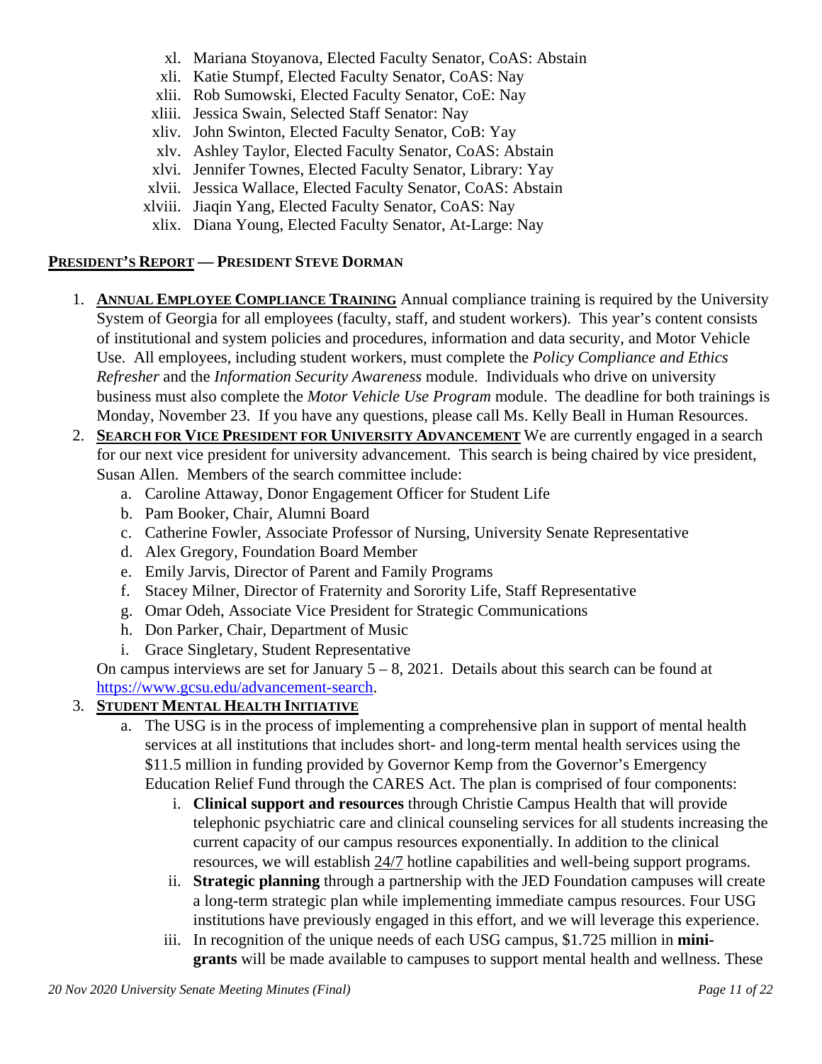xl. Mariana Stoyanova, Elected Faculty Senator, CoAS: Abstain
xli. Katie Stumpf, Elected Faculty Senator, CoAS: Nay
xlii. Rob Sumowski, Elected Faculty Senator, CoE: Nay
xliii. Jessica Swain, Selected Staff Senator: Nay
xliv. John Swinton, Elected Faculty Senator, CoB: Yay
xlv. Ashley Taylor, Elected Faculty Senator, CoAS: Abstain
xlvi. Jennifer Townes, Elected Faculty Senator, Library: Yay
xlvii. Jessica Wallace, Elected Faculty Senator, CoAS: Abstain
xlviii. Jiaqin Yang, Elected Faculty Senator, CoAS: Nay
xlix. Diana Young, Elected Faculty Senator, At-Large: Nay

## PRESIDENT'S REPORT — PRESIDENT STEVE DORMAN

1. **ANNUAL EMPLOYEE COMPLIANCE TRAINING** Annual compliance training is required by the University System of Georgia for all employees (faculty, staff, and student workers). This year's content consists of institutional and system policies and procedures, information and data security, and Motor Vehicle Use. All employees, including student workers, must complete the *Policy Compliance and Ethics Refresher* and the *Information Security Awareness* module. Individuals who drive on university business must also complete the *Motor Vehicle Use Program* module. The deadline for both trainings is Monday, November 23. If you have any questions, please call Ms. Kelly Beall in Human Resources.
2. **SEARCH FOR VICE PRESIDENT FOR UNIVERSITY ADVANCEMENT** We are currently engaged in a search for our next vice president for university advancement. This search is being chaired by vice president, Susan Allen. Members of the search committee include:
   a. Caroline Attaway, Donor Engagement Officer for Student Life
   b. Pam Booker, Chair, Alumni Board
   c. Catherine Fowler, Associate Professor of Nursing, University Senate Representative
   d. Alex Gregory, Foundation Board Member
   e. Emily Jarvis, Director of Parent and Family Programs
   f. Stacey Milner, Director of Fraternity and Sorority Life, Staff Representative
   g. Omar Odeh, Associate Vice President for Strategic Communications
   h. Don Parker, Chair, Department of Music
   i. Grace Singletary, Student Representative

   On campus interviews are set for January 5 – 8, 2021. Details about this search can be found at https://www.gcsu.edu/advancement-search.
3. **STUDENT MENTAL HEALTH INITIATIVE**
   a. The USG is in the process of implementing a comprehensive plan in support of mental health services at all institutions that includes short- and long-term mental health services using the $11.5 million in funding provided by Governor Kemp from the Governor's Emergency Education Relief Fund through the CARES Act. The plan is comprised of four components:
      i. **Clinical support and resources** through Christie Campus Health that will provide telephonic psychiatric care and clinical counseling services for all students increasing the current capacity of our campus resources exponentially. In addition to the clinical resources, we will establish 24/7 hotline capabilities and well-being support programs.
      ii. **Strategic planning** through a partnership with the JED Foundation campuses will create a long-term strategic plan while implementing immediate campus resources. Four USG institutions have previously engaged in this effort, and we will leverage this experience.
      iii. In recognition of the unique needs of each USG campus, $1.725 million in **mini-grants** will be made available to campuses to support mental health and wellness. These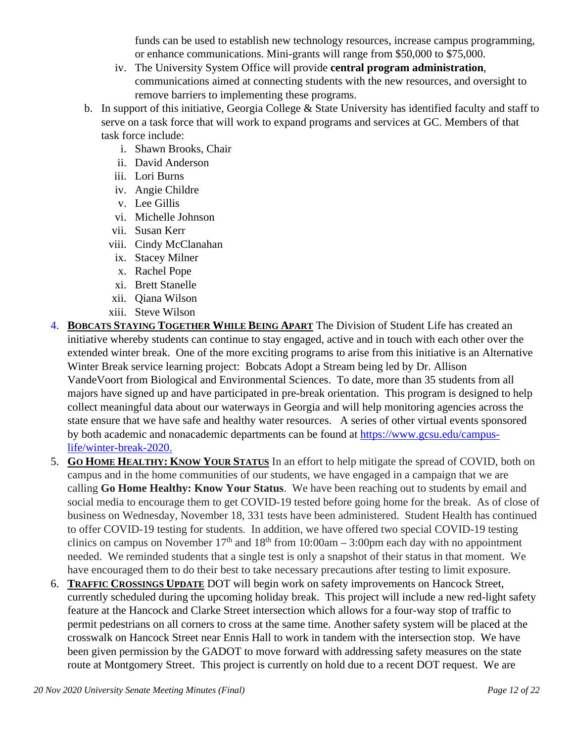funds can be used to establish new technology resources, increase campus programming, or enhance communications. Mini-grants will range from $50,000 to $75,000.

   iv. The University System Office will provide **central program administration**, communications aimed at connecting students with the new resources, and oversight to remove barriers to implementing these programs.

b. In support of this initiative, Georgia College & State University has identified faculty and staff to serve on a task force that will work to expand programs and services at GC. Members of that task force include:

   i. Shawn Brooks, Chair
   ii. David Anderson
   iii. Lori Burns
   iv. Angie Childre
   v. Lee Gillis
   vi. Michelle Johnson
   vii. Susan Kerr
   viii. Cindy McClanahan
   ix. Stacey Milner
   x. Rachel Pope
   xi. Brett Stanelle
   xii. Qiana Wilson
   xiii. Steve Wilson

4. **BOBCATS STAYING TOGETHER WHILE BEING APART** The Division of Student Life has created an initiative whereby students can continue to stay engaged, active and in touch with each other over the extended winter break. One of the more exciting programs to arise from this initiative is an Alternative Winter Break service learning project: Bobcats Adopt a Stream being led by Dr. Allison VandeVoort from Biological and Environmental Sciences. To date, more than 35 students from all majors have signed up and have participated in pre-break orientation. This program is designed to help collect meaningful data about our waterways in Georgia and will help monitoring agencies across the state ensure that we have safe and healthy water resources. A series of other virtual events sponsored by both academic and nonacademic departments can be found at https://www.gcsu.edu/campus-life/winter-break-2020.

5. **GO HOME HEALTHY: KNOW YOUR STATUS** In an effort to help mitigate the spread of COVID, both on campus and in the home communities of our students, we have engaged in a campaign that we are calling **Go Home Healthy: Know Your Status**. We have been reaching out to students by email and social media to encourage them to get COVID-19 tested before going home for the break. As of close of business on Wednesday, November 18, 331 tests have been administered. Student Health has continued to offer COVID-19 testing for students. In addition, we have offered two special COVID-19 testing clinics on campus on November 17th and 18th from 10:00am – 3:00pm each day with no appointment needed. We reminded students that a single test is only a snapshot of their status in that moment. We have encouraged them to do their best to take necessary precautions after testing to limit exposure.

6. **TRAFFIC CROSSINGS UPDATE** DOT will begin work on safety improvements on Hancock Street, currently scheduled during the upcoming holiday break. This project will include a new red-light safety feature at the Hancock and Clarke Street intersection which allows for a four-way stop of traffic to permit pedestrians on all corners to cross at the same time. Another safety system will be placed at the crosswalk on Hancock Street near Ennis Hall to work in tandem with the intersection stop. We have been given permission by the GADOT to move forward with addressing safety measures on the state route at Montgomery Street. This project is currently on hold due to a recent DOT request. We are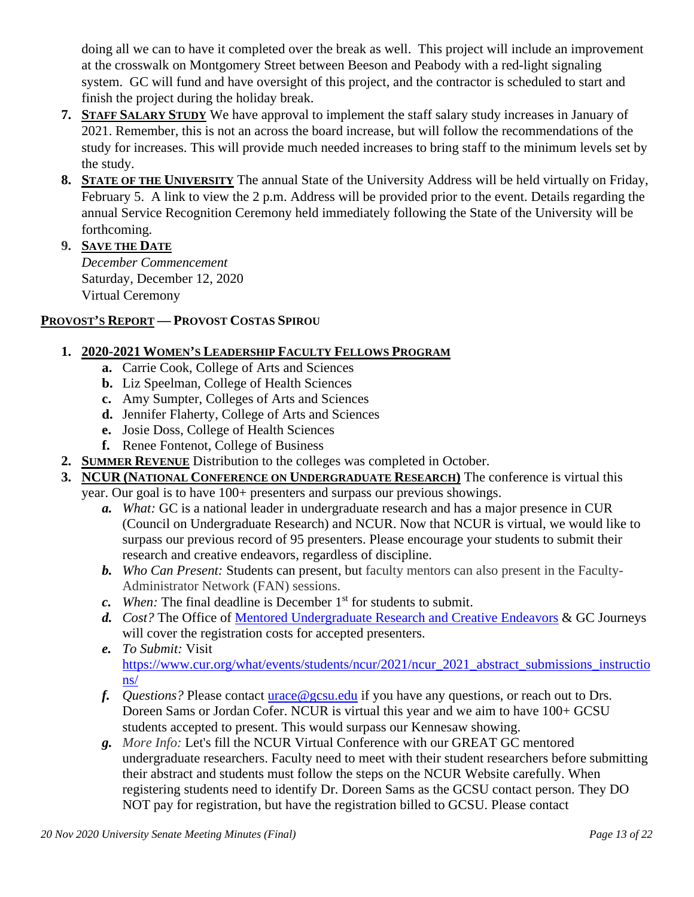doing all we can to have it completed over the break as well. This project will include an improvement at the crosswalk on Montgomery Street between Beeson and Peabody with a red-light signaling system. GC will fund and have oversight of this project, and the contractor is scheduled to start and finish the project during the holiday break.

7. **STAFF SALARY STUDY** We have approval to implement the staff salary study increases in January of 2021. Remember, this is not an across the board increase, but will follow the recommendations of the study for increases. This will provide much needed increases to bring staff to the minimum levels set by the study.
8. **STATE OF THE UNIVERSITY** The annual State of the University Address will be held virtually on Friday, February 5. A link to view the 2 p.m. Address will be provided prior to the event. Details regarding the annual Service Recognition Ceremony held immediately following the State of the University will be forthcoming.
9. **SAVE THE DATE**
   *December Commencement*
   Saturday, December 12, 2020
   Virtual Ceremony

**PROVOST'S REPORT — PROVOST COSTAS SPIROU**

1. **2020-2021 WOMEN'S LEADERSHIP FACULTY FELLOWS PROGRAM**
   - **a.** Carrie Cook, College of Arts and Sciences
   - **b.** Liz Speelman, College of Health Sciences
   - **c.** Amy Sumpter, Colleges of Arts and Sciences
   - **d.** Jennifer Flaherty, College of Arts and Sciences
   - **e.** Josie Doss, College of Health Sciences
   - **f.** Renee Fontenot, College of Business
2. **SUMMER REVENUE** Distribution to the colleges was completed in October.
3. **NCUR (NATIONAL CONFERENCE ON UNDERGRADUATE RESEARCH)** The conference is virtual this year. Our goal is to have 100+ presenters and surpass our previous showings.
   - ***a.*** *What:* GC is a national leader in undergraduate research and has a major presence in CUR (Council on Undergraduate Research) and NCUR. Now that NCUR is virtual, we would like to surpass our previous record of 95 presenters. Please encourage your students to submit their research and creative endeavors, regardless of discipline.
   - ***b.*** *Who Can Present:* Students can present, but faculty mentors can also present in the Faculty-Administrator Network (FAN) sessions.
   - ***c.*** *When:* The final deadline is December 1st for students to submit.
   - ***d.*** *Cost?* The Office of [Mentored Undergraduate Research and Creative Endeavors]() & GC Journeys will cover the registration costs for accepted presenters.
   - ***e.*** *To Submit:* Visit https://www.cur.org/what/events/students/ncur/2021/ncur_2021_abstract_submissions_instructions/
   - ***f.*** *Questions?* Please contact urace@gcsu.edu if you have any questions, or reach out to Drs. Doreen Sams or Jordan Cofer. NCUR is virtual this year and we aim to have 100+ GCSU students accepted to present. This would surpass our Kennesaw showing.
   - ***g.*** *More Info:* Let's fill the NCUR Virtual Conference with our GREAT GC mentored undergraduate researchers. Faculty need to meet with their student researchers before submitting their abstract and students must follow the steps on the NCUR Website carefully. When registering students need to identify Dr. Doreen Sams as the GCSU contact person. They DO NOT pay for registration, but have the registration billed to GCSU. Please contact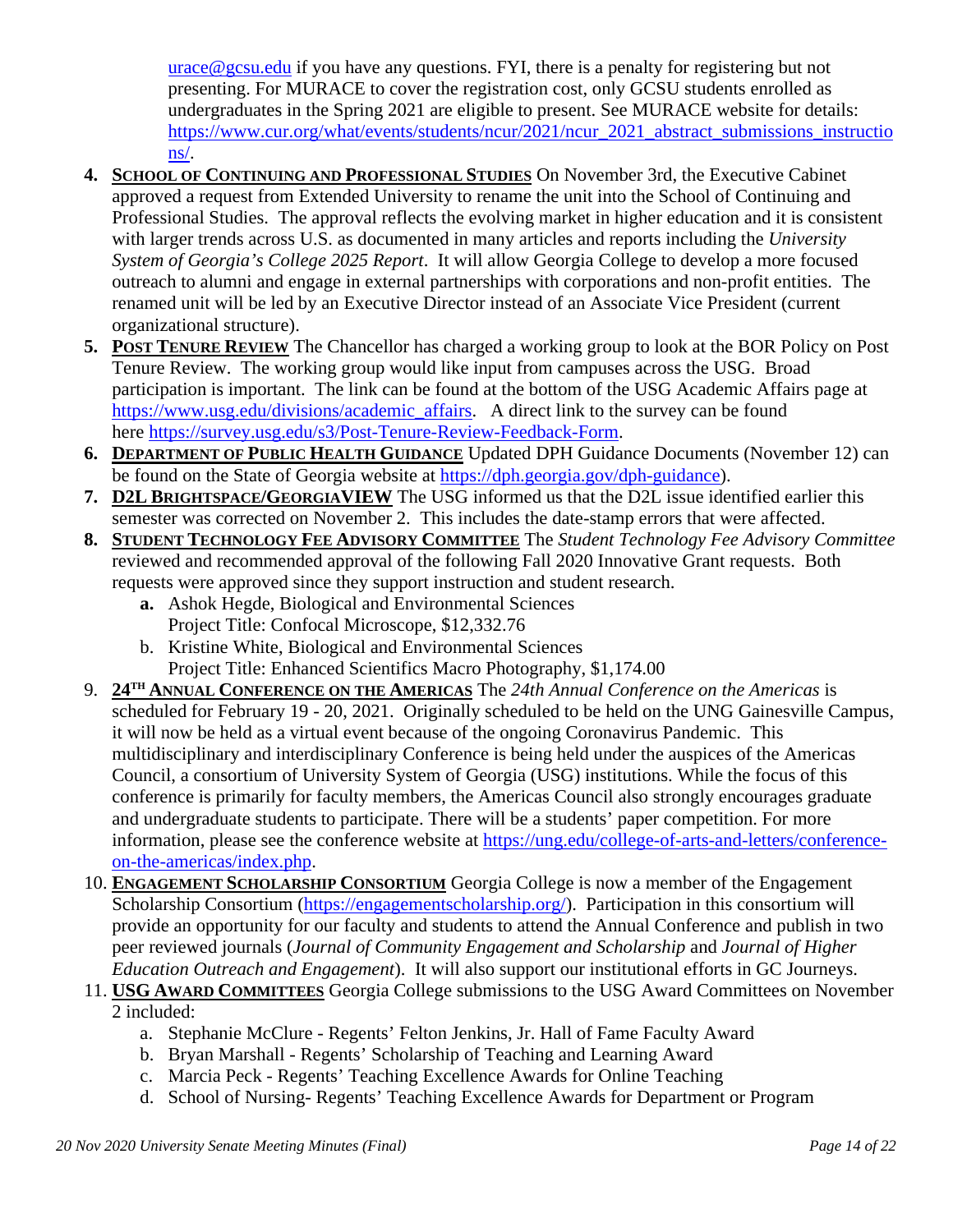urace@gcsu.edu if you have any questions. FYI, there is a penalty for registering but not presenting. For MURACE to cover the registration cost, only GCSU students enrolled as undergraduates in the Spring 2021 are eligible to present. See MURACE website for details: https://www.cur.org/what/events/students/ncur/2021/ncur_2021_abstract_submissions_instructions/.

4. **SCHOOL OF CONTINUING AND PROFESSIONAL STUDIES** On November 3rd, the Executive Cabinet approved a request from Extended University to rename the unit into the School of Continuing and Professional Studies. The approval reflects the evolving market in higher education and it is consistent with larger trends across U.S. as documented in many articles and reports including the *University System of Georgia's College 2025 Report*. It will allow Georgia College to develop a more focused outreach to alumni and engage in external partnerships with corporations and non-profit entities. The renamed unit will be led by an Executive Director instead of an Associate Vice President (current organizational structure).
5. **POST TENURE REVIEW** The Chancellor has charged a working group to look at the BOR Policy on Post Tenure Review. The working group would like input from campuses across the USG. Broad participation is important. The link can be found at the bottom of the USG Academic Affairs page at https://www.usg.edu/divisions/academic_affairs. A direct link to the survey can be found here https://survey.usg.edu/s3/Post-Tenure-Review-Feedback-Form.
6. **DEPARTMENT OF PUBLIC HEALTH GUIDANCE** Updated DPH Guidance Documents (November 12) can be found on the State of Georgia website at https://dph.georgia.gov/dph-guidance).
7. **D2L BRIGHTSPACE/GEORGIAVIEW** The USG informed us that the D2L issue identified earlier this semester was corrected on November 2. This includes the date-stamp errors that were affected.
8. **STUDENT TECHNOLOGY FEE ADVISORY COMMITTEE** The *Student Technology Fee Advisory Committee* reviewed and recommended approval of the following Fall 2020 Innovative Grant requests. Both requests were approved since they support instruction and student research.
   a. Ashok Hegde, Biological and Environmental Sciences
      Project Title: Confocal Microscope, $12,332.76
   b. Kristine White, Biological and Environmental Sciences
      Project Title: Enhanced Scientifics Macro Photography, $1,174.00
9. **24TH ANNUAL CONFERENCE ON THE AMERICAS** The *24th Annual Conference on the Americas* is scheduled for February 19 - 20, 2021. Originally scheduled to be held on the UNG Gainesville Campus, it will now be held as a virtual event because of the ongoing Coronavirus Pandemic. This multidisciplinary and interdisciplinary Conference is being held under the auspices of the Americas Council, a consortium of University System of Georgia (USG) institutions. While the focus of this conference is primarily for faculty members, the Americas Council also strongly encourages graduate and undergraduate students to participate. There will be a students' paper competition. For more information, please see the conference website at https://ung.edu/college-of-arts-and-letters/conference-on-the-americas/index.php.
10. **ENGAGEMENT SCHOLARSHIP CONSORTIUM** Georgia College is now a member of the Engagement Scholarship Consortium (https://engagementscholarship.org/). Participation in this consortium will provide an opportunity for our faculty and students to attend the Annual Conference and publish in two peer reviewed journals (*Journal of Community Engagement and Scholarship* and *Journal of Higher Education Outreach and Engagement*). It will also support our institutional efforts in GC Journeys.
11. **USG AWARD COMMITTEES** Georgia College submissions to the USG Award Committees on November 2 included:
    a. Stephanie McClure - Regents' Felton Jenkins, Jr. Hall of Fame Faculty Award
    b. Bryan Marshall - Regents' Scholarship of Teaching and Learning Award
    c. Marcia Peck - Regents' Teaching Excellence Awards for Online Teaching
    d. School of Nursing- Regents' Teaching Excellence Awards for Department or Program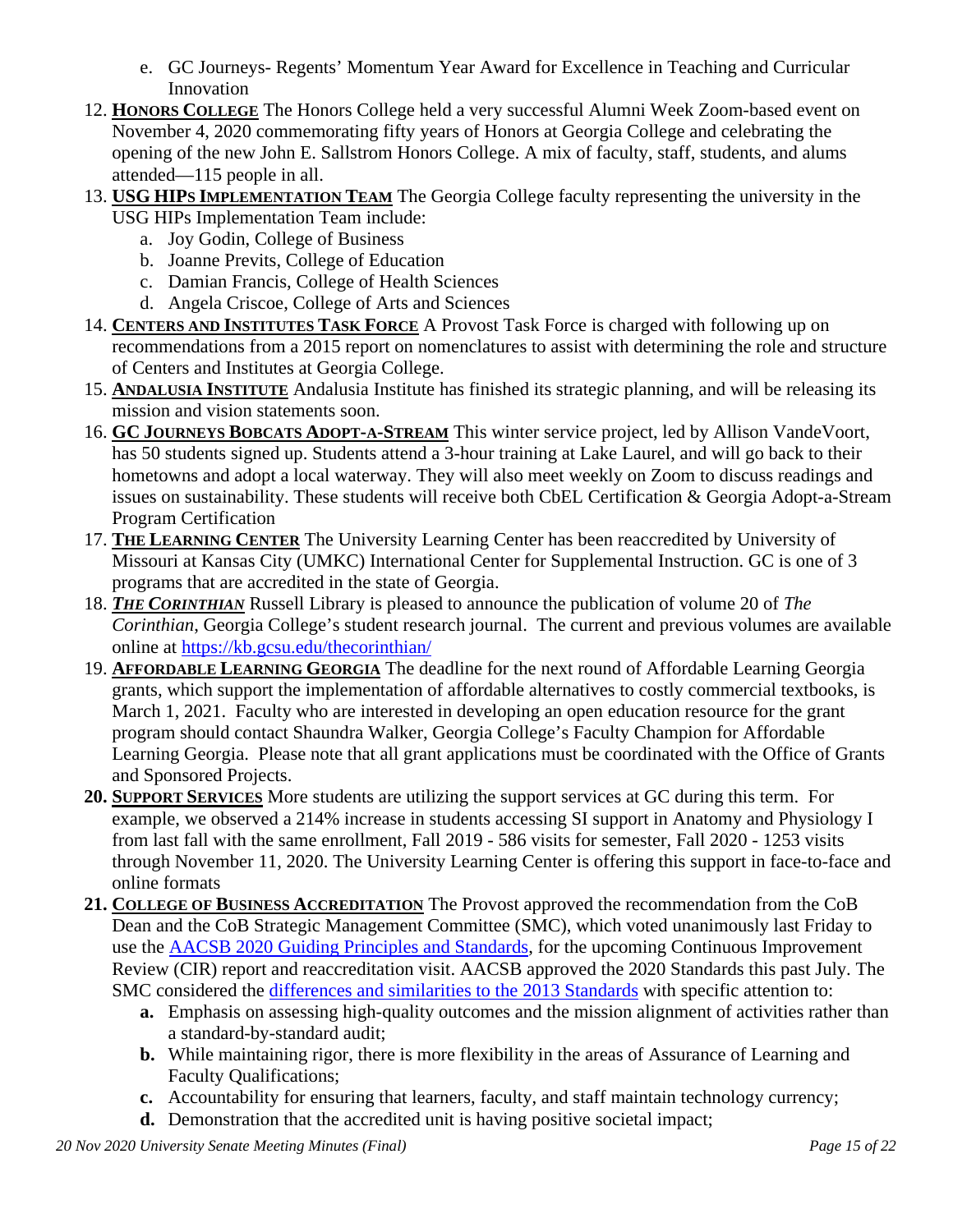e. GC Journeys- Regents' Momentum Year Award for Excellence in Teaching and Curricular Innovation

12. **<u>Honors College</u>** The Honors College held a very successful Alumni Week Zoom-based event on November 4, 2020 commemorating fifty years of Honors at Georgia College and celebrating the opening of the new John E. Sallstrom Honors College. A mix of faculty, staff, students, and alums attended—115 people in all.
13. **<u>USG HIPs Implementation Team</u>** The Georgia College faculty representing the university in the USG HIPs Implementation Team include:
    a. Joy Godin, College of Business
    b. Joanne Previts, College of Education
    c. Damian Francis, College of Health Sciences
    d. Angela Criscoe, College of Arts and Sciences
14. **<u>Centers and Institutes Task Force</u>** A Provost Task Force is charged with following up on recommendations from a 2015 report on nomenclatures to assist with determining the role and structure of Centers and Institutes at Georgia College.
15. **<u>Andalusia Institute</u>** Andalusia Institute has finished its strategic planning, and will be releasing its mission and vision statements soon.
16. **<u>GC Journeys Bobcats Adopt-a-Stream</u>** This winter service project, led by Allison VandeVoort, has 50 students signed up. Students attend a 3-hour training at Lake Laurel, and will go back to their hometowns and adopt a local waterway. They will also meet weekly on Zoom to discuss readings and issues on sustainability. These students will receive both CbEL Certification & Georgia Adopt-a-Stream Program Certification
17. **<u>The Learning Center</u>** The University Learning Center has been reaccredited by University of Missouri at Kansas City (UMKC) International Center for Supplemental Instruction. GC is one of 3 programs that are accredited in the state of Georgia.
18. ***<u>The Corinthian</u>*** Russell Library is pleased to announce the publication of volume 20 of *The Corinthian*, Georgia College's student research journal. The current and previous volumes are available online at https://kb.gcsu.edu/thecorinthian/
19. **<u>Affordable Learning Georgia</u>** The deadline for the next round of Affordable Learning Georgia grants, which support the implementation of affordable alternatives to costly commercial textbooks, is March 1, 2021. Faculty who are interested in developing an open education resource for the grant program should contact Shaundra Walker, Georgia College's Faculty Champion for Affordable Learning Georgia. Please note that all grant applications must be coordinated with the Office of Grants and Sponsored Projects.
20. **<u>Support Services</u>** More students are utilizing the support services at GC during this term. For example, we observed a 214% increase in students accessing SI support in Anatomy and Physiology I from last fall with the same enrollment, Fall 2019 - 586 visits for semester, Fall 2020 - 1253 visits through November 11, 2020. The University Learning Center is offering this support in face-to-face and online formats
21. **<u>College of Business Accreditation</u>** The Provost approved the recommendation from the CoB Dean and the CoB Strategic Management Committee (SMC), which voted unanimously last Friday to use the AACSB 2020 Guiding Principles and Standards, for the upcoming Continuous Improvement Review (CIR) report and reaccreditation visit. AACSB approved the 2020 Standards this past July. The SMC considered the differences and similarities to the 2013 Standards with specific attention to:
    **a.** Emphasis on assessing high-quality outcomes and the mission alignment of activities rather than a standard-by-standard audit;
    **b.** While maintaining rigor, there is more flexibility in the areas of Assurance of Learning and Faculty Qualifications;
    **c.** Accountability for ensuring that learners, faculty, and staff maintain technology currency;
    **d.** Demonstration that the accredited unit is having positive societal impact;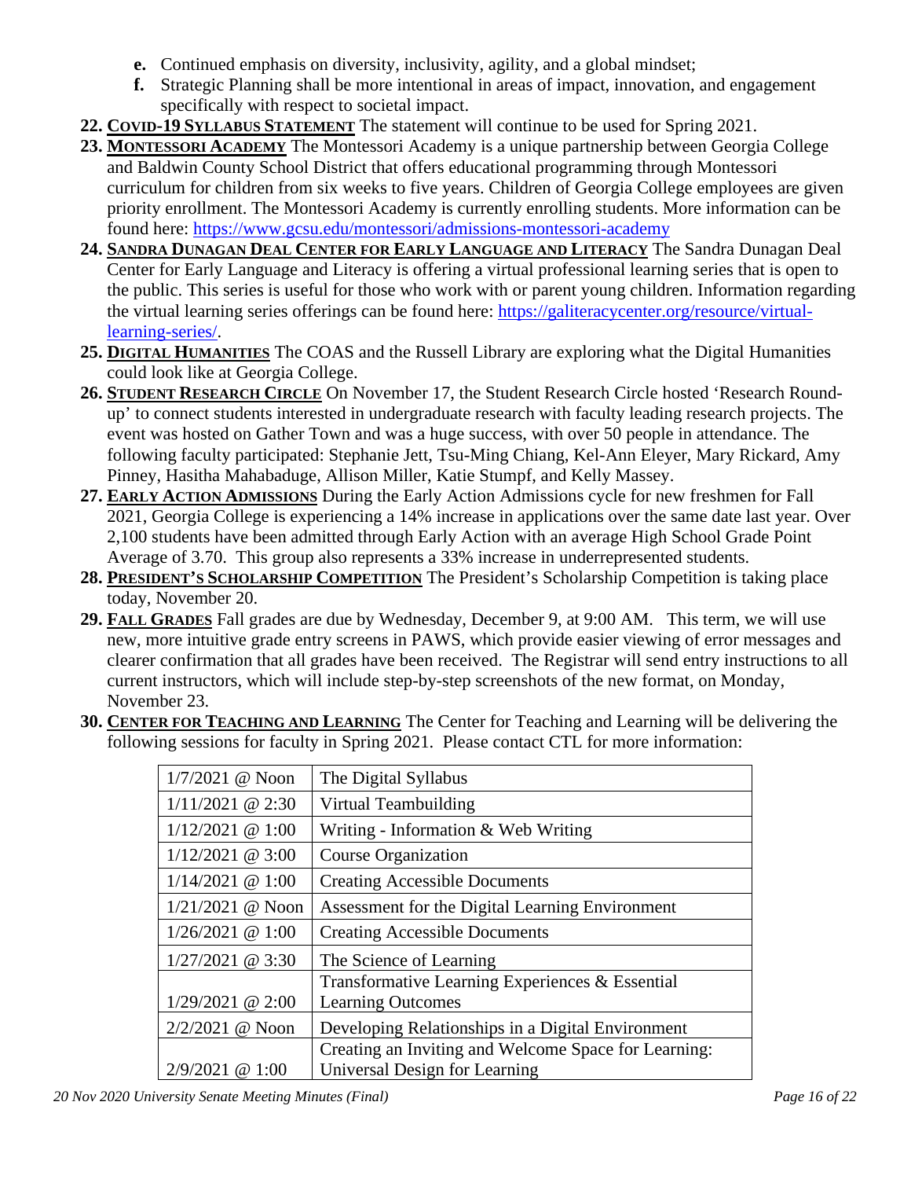- **e.** Continued emphasis on diversity, inclusivity, agility, and a global mindset;
   - **f.** Strategic Planning shall be more intentional in areas of impact, innovation, and engagement specifically with respect to societal impact.

22. **COVID-19 SYLLABUS STATEMENT** The statement will continue to be used for Spring 2021.
23. **MONTESSORI ACADEMY** The Montessori Academy is a unique partnership between Georgia College and Baldwin County School District that offers educational programming through Montessori curriculum for children from six weeks to five years. Children of Georgia College employees are given priority enrollment. The Montessori Academy is currently enrolling students. More information can be found here: https://www.gcsu.edu/montessori/admissions-montessori-academy
24. **SANDRA DUNAGAN DEAL CENTER FOR EARLY LANGUAGE AND LITERACY** The Sandra Dunagan Deal Center for Early Language and Literacy is offering a virtual professional learning series that is open to the public. This series is useful for those who work with or parent young children. Information regarding the virtual learning series offerings can be found here: https://galiteracycenter.org/resource/virtual-learning-series/.
25. **DIGITAL HUMANITIES** The COAS and the Russell Library are exploring what the Digital Humanities could look like at Georgia College.
26. **STUDENT RESEARCH CIRCLE** On November 17, the Student Research Circle hosted 'Research Round-up' to connect students interested in undergraduate research with faculty leading research projects. The event was hosted on Gather Town and was a huge success, with over 50 people in attendance. The following faculty participated: Stephanie Jett, Tsu-Ming Chiang, Kel-Ann Eleyer, Mary Rickard, Amy Pinney, Hasitha Mahabaduge, Allison Miller, Katie Stumpf, and Kelly Massey.
27. **EARLY ACTION ADMISSIONS** During the Early Action Admissions cycle for new freshmen for Fall 2021, Georgia College is experiencing a 14% increase in applications over the same date last year. Over 2,100 students have been admitted through Early Action with an average High School Grade Point Average of 3.70. This group also represents a 33% increase in underrepresented students.
28. **PRESIDENT'S SCHOLARSHIP COMPETITION** The President's Scholarship Competition is taking place today, November 20.
29. **FALL GRADES** Fall grades are due by Wednesday, December 9, at 9:00 AM. This term, we will use new, more intuitive grade entry screens in PAWS, which provide easier viewing of error messages and clearer confirmation that all grades have been received. The Registrar will send entry instructions to all current instructors, which will include step-by-step screenshots of the new format, on Monday, November 23.
30. **CENTER FOR TEACHING AND LEARNING** The Center for Teaching and Learning will be delivering the following sessions for faculty in Spring 2021. Please contact CTL for more information:

| | |
|---|---|
| 1/7/2021 @ Noon | The Digital Syllabus |
| 1/11/2021 @ 2:30 | Virtual Teambuilding |
| 1/12/2021 @ 1:00 | Writing - Information & Web Writing |
| 1/12/2021 @ 3:00 | Course Organization |
| 1/14/2021 @ 1:00 | Creating Accessible Documents |
| 1/21/2021 @ Noon | Assessment for the Digital Learning Environment |
| 1/26/2021 @ 1:00 | Creating Accessible Documents |
| 1/27/2021 @ 3:30 | The Science of Learning |
| 1/29/2021 @ 2:00 | Transformative Learning Experiences & Essential Learning Outcomes |
| 2/2/2021 @ Noon | Developing Relationships in a Digital Environment |
| 2/9/2021 @ 1:00 | Creating an Inviting and Welcome Space for Learning: Universal Design for Learning |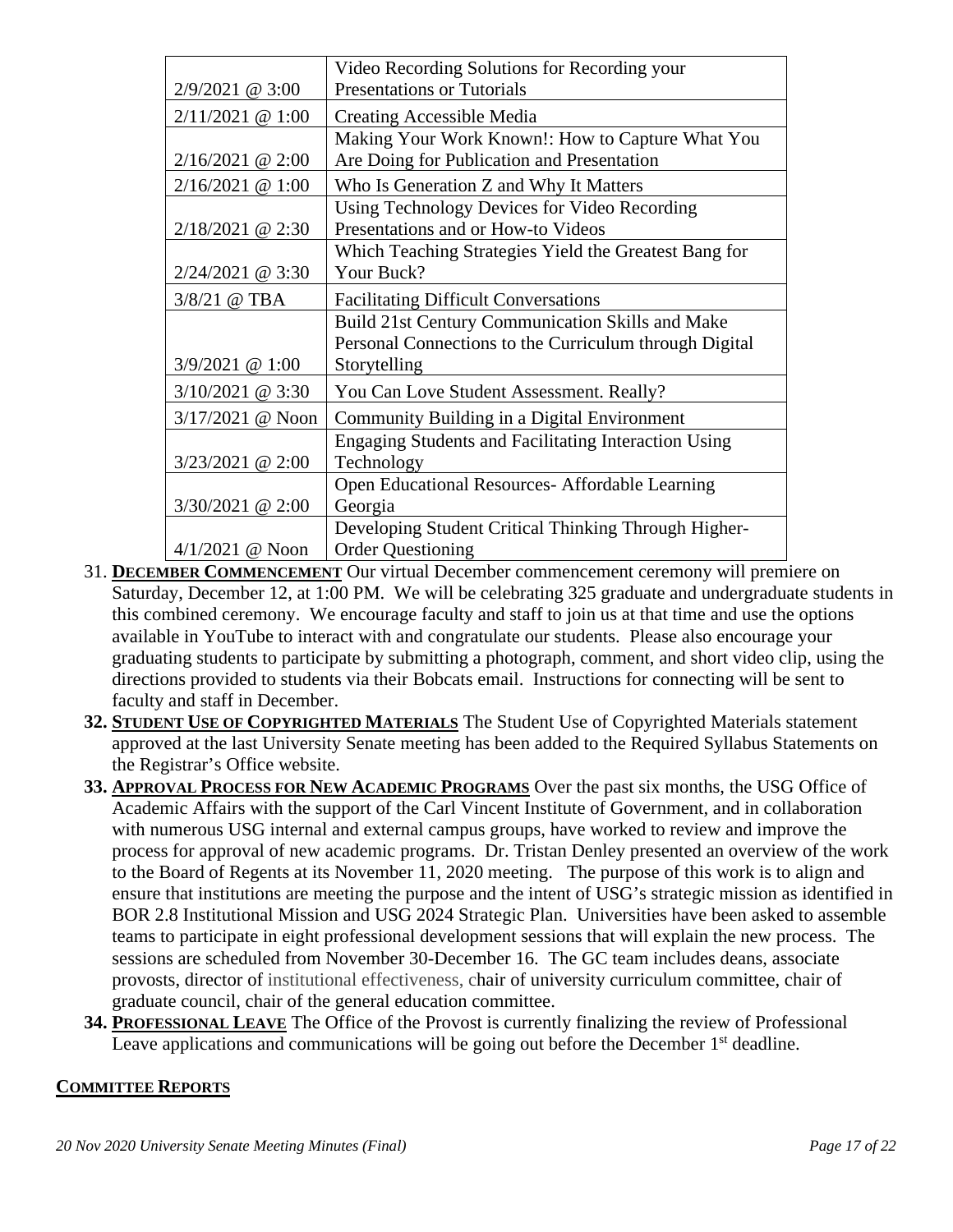| | |
|---|---|
| 2/9/2021 @ 3:00 | Video Recording Solutions for Recording your Presentations or Tutorials |
| 2/11/2021 @ 1:00 | Creating Accessible Media |
| 2/16/2021 @ 2:00 | Making Your Work Known!: How to Capture What You Are Doing for Publication and Presentation |
| 2/16/2021 @ 1:00 | Who Is Generation Z and Why It Matters |
| 2/18/2021 @ 2:30 | Using Technology Devices for Video Recording Presentations and or How-to Videos |
| 2/24/2021 @ 3:30 | Which Teaching Strategies Yield the Greatest Bang for Your Buck? |
| 3/8/21 @ TBA | Facilitating Difficult Conversations |
| 3/9/2021 @ 1:00 | Build 21st Century Communication Skills and Make Personal Connections to the Curriculum through Digital Storytelling |
| 3/10/2021 @ 3:30 | You Can Love Student Assessment. Really? |
| 3/17/2021 @ Noon | Community Building in a Digital Environment |
| 3/23/2021 @ 2:00 | Engaging Students and Facilitating Interaction Using Technology |
| 3/30/2021 @ 2:00 | Open Educational Resources- Affordable Learning Georgia |
| 4/1/2021 @ Noon | Developing Student Critical Thinking Through Higher-Order Questioning |

31. **DECEMBER COMMENCEMENT** Our virtual December commencement ceremony will premiere on Saturday, December 12, at 1:00 PM. We will be celebrating 325 graduate and undergraduate students in this combined ceremony. We encourage faculty and staff to join us at that time and use the options available in YouTube to interact with and congratulate our students. Please also encourage your graduating students to participate by submitting a photograph, comment, and short video clip, using the directions provided to students via their Bobcats email. Instructions for connecting will be sent to faculty and staff in December.
32. **STUDENT USE OF COPYRIGHTED MATERIALS** The Student Use of Copyrighted Materials statement approved at the last University Senate meeting has been added to the Required Syllabus Statements on the Registrar's Office website.
33. **APPROVAL PROCESS FOR NEW ACADEMIC PROGRAMS** Over the past six months, the USG Office of Academic Affairs with the support of the Carl Vincent Institute of Government, and in collaboration with numerous USG internal and external campus groups, have worked to review and improve the process for approval of new academic programs. Dr. Tristan Denley presented an overview of the work to the Board of Regents at its November 11, 2020 meeting. The purpose of this work is to align and ensure that institutions are meeting the purpose and the intent of USG's strategic mission as identified in BOR 2.8 Institutional Mission and USG 2024 Strategic Plan. Universities have been asked to assemble teams to participate in eight professional development sessions that will explain the new process. The sessions are scheduled from November 30-December 16. The GC team includes deans, associate provosts, director of institutional effectiveness, chair of university curriculum committee, chair of graduate council, chair of the general education committee.
34. **PROFESSIONAL LEAVE** The Office of the Provost is currently finalizing the review of Professional Leave applications and communications will be going out before the December 1st deadline.

## COMMITTEE REPORTS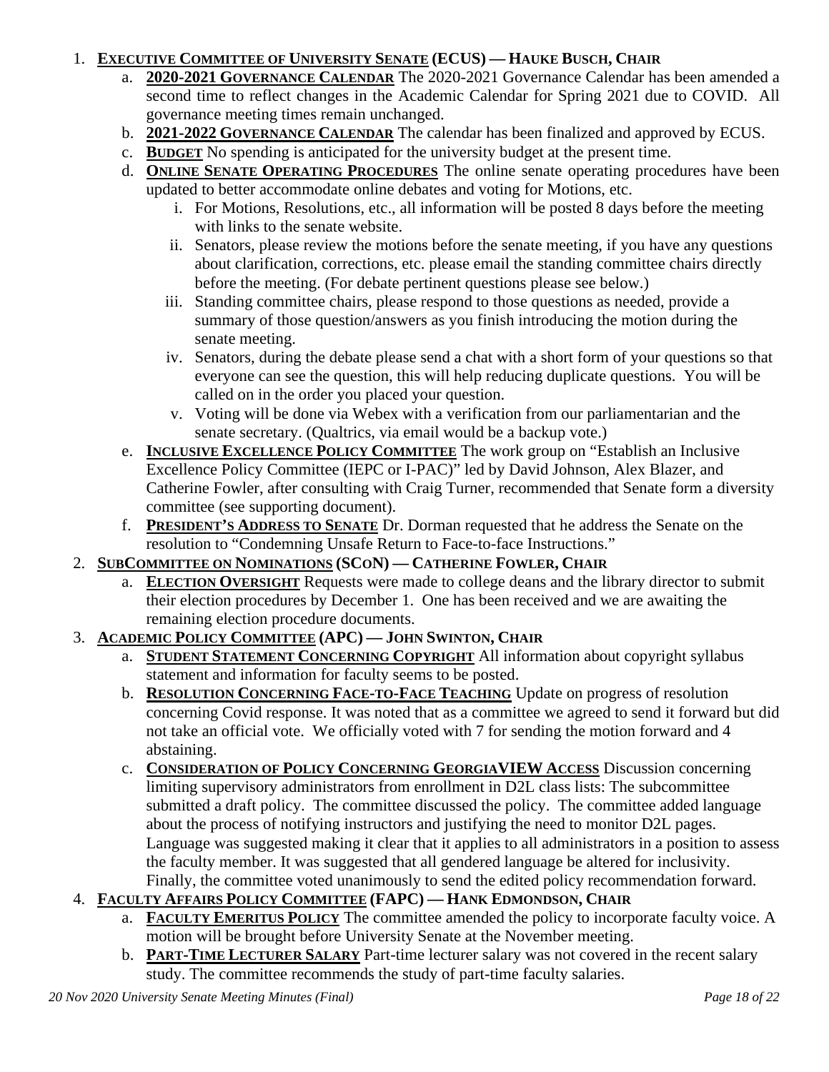1. **EXECUTIVE COMMITTEE OF UNIVERSITY SENATE (ECUS) — HAUKE BUSCH, CHAIR**
   a. **2020-2021 GOVERNANCE CALENDAR** The 2020-2021 Governance Calendar has been amended a second time to reflect changes in the Academic Calendar for Spring 2021 due to COVID. All governance meeting times remain unchanged.
   b. **2021-2022 GOVERNANCE CALENDAR** The calendar has been finalized and approved by ECUS.
   c. **BUDGET** No spending is anticipated for the university budget at the present time.
   d. **ONLINE SENATE OPERATING PROCEDURES** The online senate operating procedures have been updated to better accommodate online debates and voting for Motions, etc.
      i. For Motions, Resolutions, etc., all information will be posted 8 days before the meeting with links to the senate website.
      ii. Senators, please review the motions before the senate meeting, if you have any questions about clarification, corrections, etc. please email the standing committee chairs directly before the meeting. (For debate pertinent questions please see below.)
      iii. Standing committee chairs, please respond to those questions as needed, provide a summary of those question/answers as you finish introducing the motion during the senate meeting.
      iv. Senators, during the debate please send a chat with a short form of your questions so that everyone can see the question, this will help reducing duplicate questions. You will be called on in the order you placed your question.
      v. Voting will be done via Webex with a verification from our parliamentarian and the senate secretary. (Qualtrics, via email would be a backup vote.)
   e. **INCLUSIVE EXCELLENCE POLICY COMMITTEE** The work group on "Establish an Inclusive Excellence Policy Committee (IEPC or I-PAC)" led by David Johnson, Alex Blazer, and Catherine Fowler, after consulting with Craig Turner, recommended that Senate form a diversity committee (see supporting document).
   f. **PRESIDENT'S ADDRESS TO SENATE** Dr. Dorman requested that he address the Senate on the resolution to "Condemning Unsafe Return to Face-to-face Instructions."
2. **SUBCOMMITTEE ON NOMINATIONS (SCoN) — CATHERINE FOWLER, CHAIR**
   a. **ELECTION OVERSIGHT** Requests were made to college deans and the library director to submit their election procedures by December 1. One has been received and we are awaiting the remaining election procedure documents.
3. **ACADEMIC POLICY COMMITTEE (APC) — JOHN SWINTON, CHAIR**
   a. **STUDENT STATEMENT CONCERNING COPYRIGHT** All information about copyright syllabus statement and information for faculty seems to be posted.
   b. **RESOLUTION CONCERNING FACE-TO-FACE TEACHING** Update on progress of resolution concerning Covid response. It was noted that as a committee we agreed to send it forward but did not take an official vote. We officially voted with 7 for sending the motion forward and 4 abstaining.
   c. **CONSIDERATION OF POLICY CONCERNING GEORGIAVIEW ACCESS** Discussion concerning limiting supervisory administrators from enrollment in D2L class lists: The subcommittee submitted a draft policy. The committee discussed the policy. The committee added language about the process of notifying instructors and justifying the need to monitor D2L pages. Language was suggested making it clear that it applies to all administrators in a position to assess the faculty member. It was suggested that all gendered language be altered for inclusivity. Finally, the committee voted unanimously to send the edited policy recommendation forward.
4. **FACULTY AFFAIRS POLICY COMMITTEE (FAPC) — HANK EDMONDSON, CHAIR**
   a. **FACULTY EMERITUS POLICY** The committee amended the policy to incorporate faculty voice. A motion will be brought before University Senate at the November meeting.
   b. **PART-TIME LECTURER SALARY** Part-time lecturer salary was not covered in the recent salary study. The committee recommends the study of part-time faculty salaries.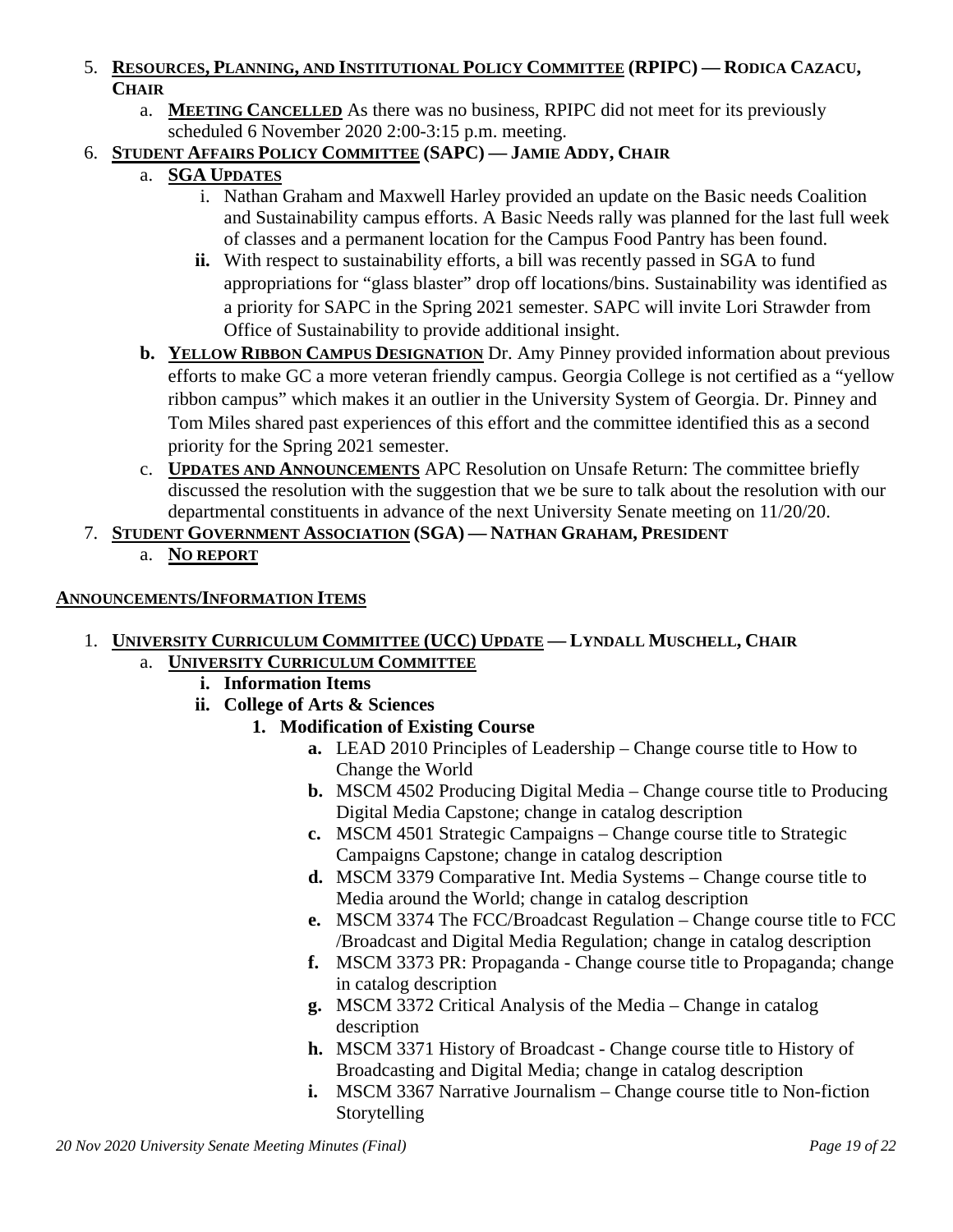5. **<u>Resources, Planning, and Institutional Policy Committee</u> (RPIPC) — Rodica Cazacu, Chair**
   a. **<u>Meeting Cancelled</u>** As there was no business, RPIPC did not meet for its previously scheduled 6 November 2020 2:00-3:15 p.m. meeting.
6. **<u>Student Affairs Policy Committee</u> (SAPC) — Jamie Addy, Chair**
   a. **<u>SGA Updates</u>**
      i. Nathan Graham and Maxwell Harley provided an update on the Basic needs Coalition and Sustainability campus efforts. A Basic Needs rally was planned for the last full week of classes and a permanent location for the Campus Food Pantry has been found.
      **ii.** With respect to sustainability efforts, a bill was recently passed in SGA to fund appropriations for "glass blaster" drop off locations/bins. Sustainability was identified as a priority for SAPC in the Spring 2021 semester. SAPC will invite Lori Strawder from Office of Sustainability to provide additional insight.
   **b. <u>Yellow Ribbon Campus Designation</u>** Dr. Amy Pinney provided information about previous efforts to make GC a more veteran friendly campus. Georgia College is not certified as a "yellow ribbon campus" which makes it an outlier in the University System of Georgia. Dr. Pinney and Tom Miles shared past experiences of this effort and the committee identified this as a second priority for the Spring 2021 semester.
   c. **<u>Updates and Announcements</u>** APC Resolution on Unsafe Return: The committee briefly discussed the resolution with the suggestion that we be sure to talk about the resolution with our departmental constituents in advance of the next University Senate meeting on 11/20/20.
7. **<u>Student Government Association</u> (SGA) — Nathan Graham, President**
   a. **<u>No report</u>**

**<u>Announcements/Information Items</u>**

1. **<u>University Curriculum Committee (UCC) Update</u> — Lyndall Muschell, Chair**
   a. **<u>University Curriculum Committee</u>**
      **i. Information Items**
      **ii. College of Arts & Sciences**
         **1. Modification of Existing Course**
            **a.** LEAD 2010 Principles of Leadership – Change course title to How to Change the World
            **b.** MSCM 4502 Producing Digital Media – Change course title to Producing Digital Media Capstone; change in catalog description
            **c.** MSCM 4501 Strategic Campaigns – Change course title to Strategic Campaigns Capstone; change in catalog description
            **d.** MSCM 3379 Comparative Int. Media Systems – Change course title to Media around the World; change in catalog description
            **e.** MSCM 3374 The FCC/Broadcast Regulation – Change course title to FCC /Broadcast and Digital Media Regulation; change in catalog description
            **f.** MSCM 3373 PR: Propaganda - Change course title to Propaganda; change in catalog description
            **g.** MSCM 3372 Critical Analysis of the Media – Change in catalog description
            **h.** MSCM 3371 History of Broadcast - Change course title to History of Broadcasting and Digital Media; change in catalog description
            **i.** MSCM 3367 Narrative Journalism – Change course title to Non-fiction Storytelling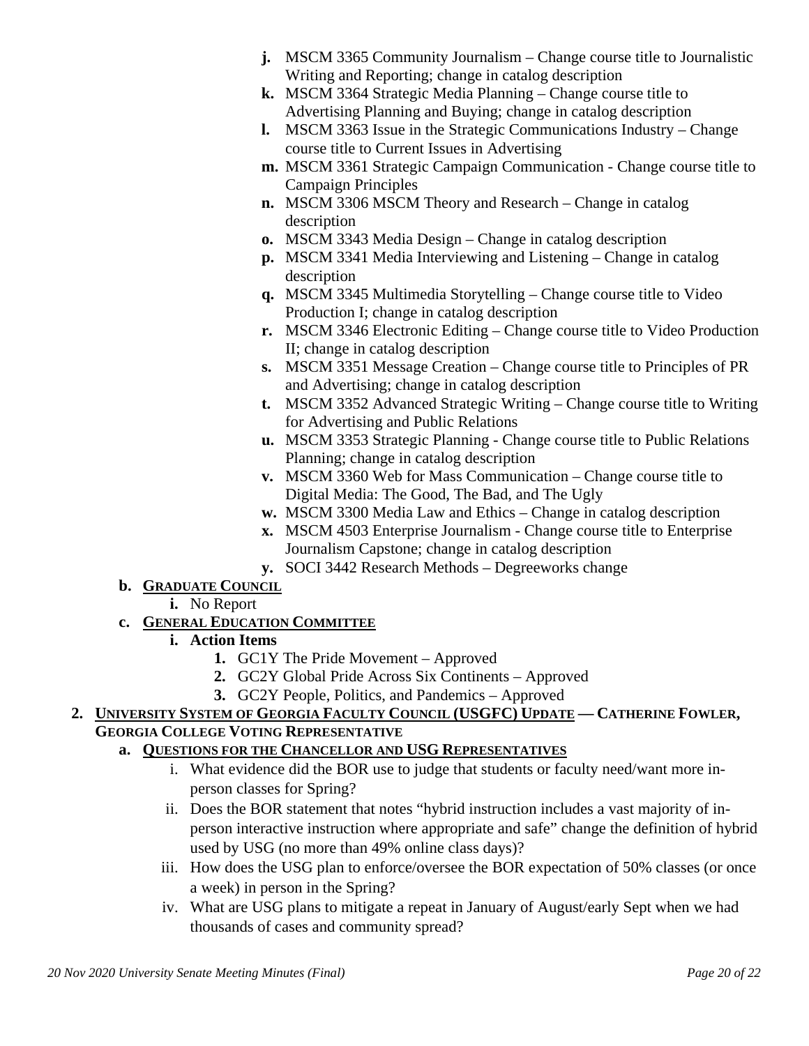- **j.** MSCM 3365 Community Journalism – Change course title to Journalistic Writing and Reporting; change in catalog description
- **k.** MSCM 3364 Strategic Media Planning – Change course title to Advertising Planning and Buying; change in catalog description
- **l.** MSCM 3363 Issue in the Strategic Communications Industry – Change course title to Current Issues in Advertising
- **m.** MSCM 3361 Strategic Campaign Communication - Change course title to Campaign Principles
- **n.** MSCM 3306 MSCM Theory and Research – Change in catalog description
- **o.** MSCM 3343 Media Design – Change in catalog description
- **p.** MSCM 3341 Media Interviewing and Listening – Change in catalog description
- **q.** MSCM 3345 Multimedia Storytelling – Change course title to Video Production I; change in catalog description
- **r.** MSCM 3346 Electronic Editing – Change course title to Video Production II; change in catalog description
- **s.** MSCM 3351 Message Creation – Change course title to Principles of PR and Advertising; change in catalog description
- **t.** MSCM 3352 Advanced Strategic Writing – Change course title to Writing for Advertising and Public Relations
- **u.** MSCM 3353 Strategic Planning - Change course title to Public Relations Planning; change in catalog description
- **v.** MSCM 3360 Web for Mass Communication – Change course title to Digital Media: The Good, The Bad, and The Ugly
- **w.** MSCM 3300 Media Law and Ethics – Change in catalog description
- **x.** MSCM 4503 Enterprise Journalism - Change course title to Enterprise Journalism Capstone; change in catalog description
- **y.** SOCI 3442 Research Methods – Degreeworks change

**b. GRADUATE COUNCIL**

- **i.** No Report

**c. GENERAL EDUCATION COMMITTEE**

- **i. Action Items**
  1. GC1Y The Pride Movement – Approved
  2. GC2Y Global Pride Across Six Continents – Approved
  3. GC2Y People, Politics, and Pandemics – Approved

**2. UNIVERSITY SYSTEM OF GEORGIA FACULTY COUNCIL (USGFC) UPDATE — CATHERINE FOWLER, GEORGIA COLLEGE VOTING REPRESENTATIVE**

**a. QUESTIONS FOR THE CHANCELLOR AND USG REPRESENTATIVES**

- i. What evidence did the BOR use to judge that students or faculty need/want more in-person classes for Spring?
- ii. Does the BOR statement that notes "hybrid instruction includes a vast majority of in-person interactive instruction where appropriate and safe" change the definition of hybrid used by USG (no more than 49% online class days)?
- iii. How does the USG plan to enforce/oversee the BOR expectation of 50% classes (or once a week) in person in the Spring?
- iv. What are USG plans to mitigate a repeat in January of August/early Sept when we had thousands of cases and community spread?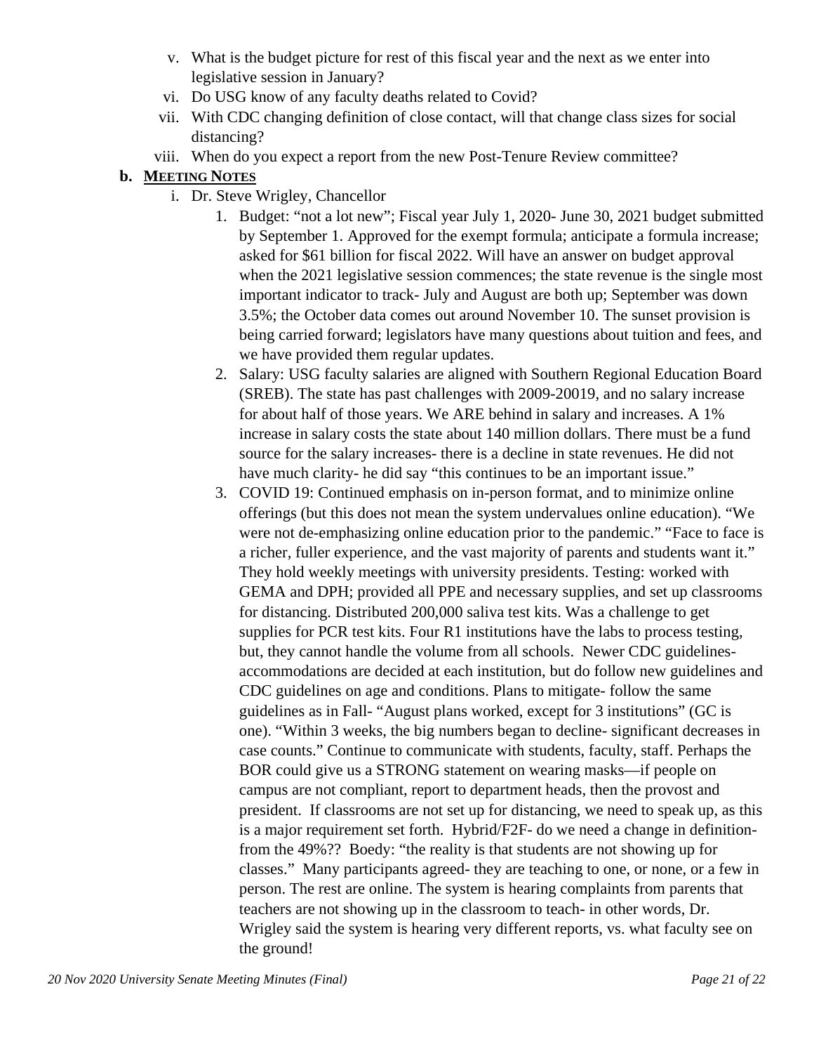v. What is the budget picture for rest of this fiscal year and the next as we enter into legislative session in January?

vi. Do USG know of any faculty deaths related to Covid?

vii. With CDC changing definition of close contact, will that change class sizes for social distancing?

viii. When do you expect a report from the new Post-Tenure Review committee?

**b. MEETING NOTES**

i. Dr. Steve Wrigley, Chancellor

1. Budget: “not a lot new”; Fiscal year July 1, 2020- June 30, 2021 budget submitted by September 1. Approved for the exempt formula; anticipate a formula increase; asked for $61 billion for fiscal 2022. Will have an answer on budget approval when the 2021 legislative session commences; the state revenue is the single most important indicator to track- July and August are both up; September was down 3.5%; the October data comes out around November 10. The sunset provision is being carried forward; legislators have many questions about tuition and fees, and we have provided them regular updates.

2. Salary: USG faculty salaries are aligned with Southern Regional Education Board (SREB). The state has past challenges with 2009-20019, and no salary increase for about half of those years. We ARE behind in salary and increases. A 1% increase in salary costs the state about 140 million dollars. There must be a fund source for the salary increases- there is a decline in state revenues. He did not have much clarity- he did say “this continues to be an important issue.”

3. COVID 19: Continued emphasis on in-person format, and to minimize online offerings (but this does not mean the system undervalues online education). “We were not de-emphasizing online education prior to the pandemic.” “Face to face is a richer, fuller experience, and the vast majority of parents and students want it.” They hold weekly meetings with university presidents. Testing: worked with GEMA and DPH; provided all PPE and necessary supplies, and set up classrooms for distancing. Distributed 200,000 saliva test kits. Was a challenge to get supplies for PCR test kits. Four R1 institutions have the labs to process testing, but, they cannot handle the volume from all schools. Newer CDC guidelines- accommodations are decided at each institution, but do follow new guidelines and CDC guidelines on age and conditions. Plans to mitigate- follow the same guidelines as in Fall- “August plans worked, except for 3 institutions” (GC is one). “Within 3 weeks, the big numbers began to decline- significant decreases in case counts.” Continue to communicate with students, faculty, staff. Perhaps the BOR could give us a STRONG statement on wearing masks—if people on campus are not compliant, report to department heads, then the provost and president. If classrooms are not set up for distancing, we need to speak up, as this is a major requirement set forth. Hybrid/F2F- do we need a change in definition- from the 49%?? Boedy: “the reality is that students are not showing up for classes.” Many participants agreed- they are teaching to one, or none, or a few in person. The rest are online. The system is hearing complaints from parents that teachers are not showing up in the classroom to teach- in other words, Dr. Wrigley said the system is hearing very different reports, vs. what faculty see on the ground!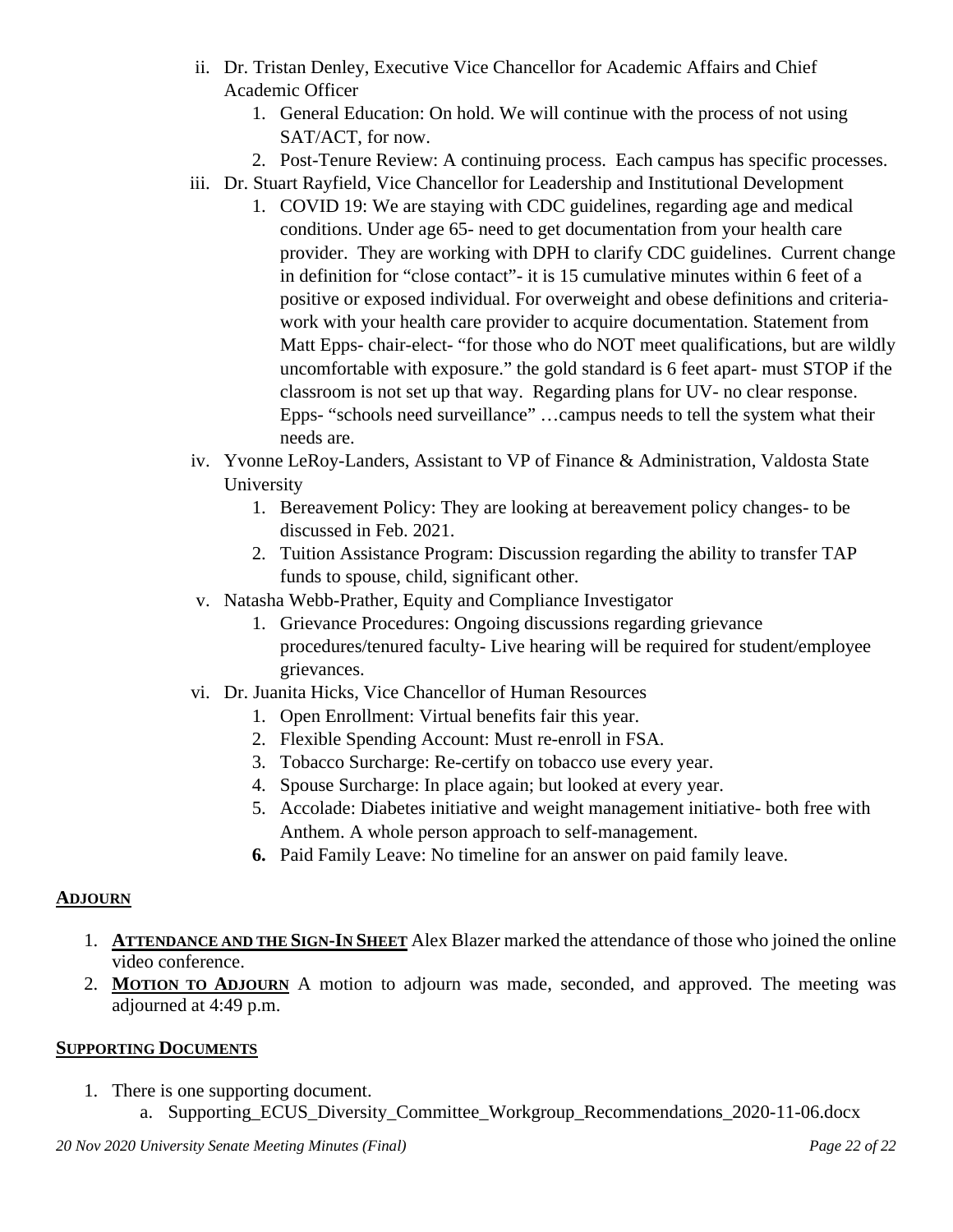ii. Dr. Tristan Denley, Executive Vice Chancellor for Academic Affairs and Chief Academic Officer
   1. General Education: On hold. We will continue with the process of not using SAT/ACT, for now.
   2. Post-Tenure Review: A continuing process. Each campus has specific processes.

iii. Dr. Stuart Rayfield, Vice Chancellor for Leadership and Institutional Development
   1. COVID 19: We are staying with CDC guidelines, regarding age and medical conditions. Under age 65- need to get documentation from your health care provider. They are working with DPH to clarify CDC guidelines. Current change in definition for "close contact"- it is 15 cumulative minutes within 6 feet of a positive or exposed individual. For overweight and obese definitions and criteria- work with your health care provider to acquire documentation. Statement from Matt Epps- chair-elect- "for those who do NOT meet qualifications, but are wildly uncomfortable with exposure." the gold standard is 6 feet apart- must STOP if the classroom is not set up that way. Regarding plans for UV- no clear response. Epps- "schools need surveillance" …campus needs to tell the system what their needs are.

iv. Yvonne LeRoy-Landers, Assistant to VP of Finance & Administration, Valdosta State University
   1. Bereavement Policy: They are looking at bereavement policy changes- to be discussed in Feb. 2021.
   2. Tuition Assistance Program: Discussion regarding the ability to transfer TAP funds to spouse, child, significant other.

v. Natasha Webb-Prather, Equity and Compliance Investigator
   1. Grievance Procedures: Ongoing discussions regarding grievance procedures/tenured faculty- Live hearing will be required for student/employee grievances.

vi. Dr. Juanita Hicks, Vice Chancellor of Human Resources
   1. Open Enrollment: Virtual benefits fair this year.
   2. Flexible Spending Account: Must re-enroll in FSA.
   3. Tobacco Surcharge: Re-certify on tobacco use every year.
   4. Spouse Surcharge: In place again; but looked at every year.
   5. Accolade: Diabetes initiative and weight management initiative- both free with Anthem. A whole person approach to self-management.
   6. Paid Family Leave: No timeline for an answer on paid family leave.

## ADJOURN

1. **ATTENDANCE AND THE SIGN-IN SHEET** Alex Blazer marked the attendance of those who joined the online video conference.
2. **MOTION TO ADJOURN** A motion to adjourn was made, seconded, and approved. The meeting was adjourned at 4:49 p.m.

## SUPPORTING DOCUMENTS

1. There is one supporting document.
   a. Supporting_ECUS_Diversity_Committee_Workgroup_Recommendations_2020-11-06.docx